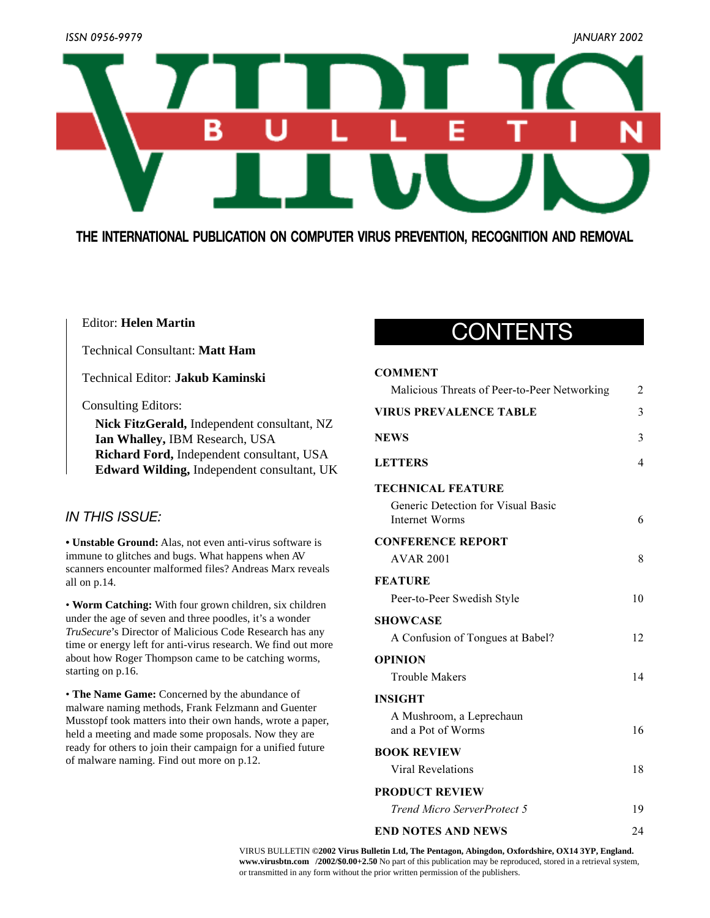ISSN 0956-9979

JANUARY 2002

# VIRUS BULLETIN

**THE INTERNATIONAL PUBLICATION ON COMPUTER VIRUS PREVENTION, RECOGNITION AND REMOVAL**

Editor: **Helen Martin**

Technical Consultant: **Matt Ham**

Technical Editor: **Jakub Kaminski**

Consulting Editors:

**Nick FitzGerald,** Independent consultant, NZ
**Ian Whalley,** IBM Research, USA
**Richard Ford,** Independent consultant, USA
**Edward Wilding,** Independent consultant, UK

## *IN THIS ISSUE:*

**• Unstable Ground:** Alas, not even anti-virus software is immune to glitches and bugs. What happens when AV scanners encounter malformed files? Andreas Marx reveals all on p.14.

**• Worm Catching:** With four grown children, six children under the age of seven and three poodles, it's a wonder *TruSecure*'s Director of Malicious Code Research has any time or energy left for anti-virus research. We find out more about how Roger Thompson came to be catching worms, starting on p.16.

**• The Name Game:** Concerned by the abundance of malware naming methods, Frank Felzmann and Guenter Musstopf took matters into their own hands, wrote a paper, held a meeting and made some proposals. Now they are ready for others to join their campaign for a unified future of malware naming. Find out more on p.12.

## CONTENTS

| Section | Page |
|---|---|
| **COMMENT** | |
| Malicious Threats of Peer-to-Peer Networking | 2 |
| **VIRUS PREVALENCE TABLE** | 3 |
| **NEWS** | 3 |
| **LETTERS** | 4 |
| **TECHNICAL FEATURE** | |
| Generic Detection for Visual Basic Internet Worms | 6 |
| **CONFERENCE REPORT** | |
| AVAR 2001 | 8 |
| **FEATURE** | |
| Peer-to-Peer Swedish Style | 10 |
| **SHOWCASE** | |
| A Confusion of Tongues at Babel? | 12 |
| **OPINION** | |
| Trouble Makers | 14 |
| **INSIGHT** | |
| A Mushroom, a Leprechaun and a Pot of Worms | 16 |
| **BOOK REVIEW** | |
| Viral Revelations | 18 |
| **PRODUCT REVIEW** | |
| *Trend Micro ServerProtect 5* | 19 |
| **END NOTES AND NEWS** | 24 |

VIRUS BULLETIN **©2002 Virus Bulletin Ltd, The Pentagon, Abingdon, Oxfordshire, OX14 3YP, England. www.virusbtn.com /2002/$0.00+2.50** No part of this publication may be reproduced, stored in a retrieval system, or transmitted in any form without the prior written permission of the publishers.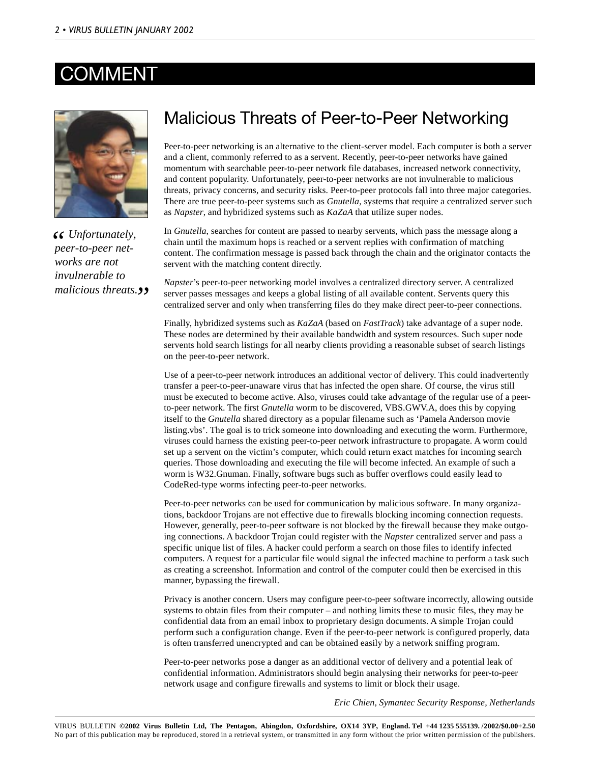# COMMENT

## Malicious Threats of Peer-to-Peer Networking

> *Unfortunately, peer-to-peer networks are not invulnerable to malicious threats.*

Peer-to-peer networking is an alternative to the client-server model. Each computer is both a server and a client, commonly referred to as a servent. Recently, peer-to-peer networks have gained momentum with searchable peer-to-peer network file databases, increased network connectivity, and content popularity. Unfortunately, peer-to-peer networks are not invulnerable to malicious threats, privacy concerns, and security risks. Peer-to-peer protocols fall into three major categories. There are true peer-to-peer systems such as *Gnutella*, systems that require a centralized server such as *Napster*, and hybridized systems such as *KaZaA* that utilize super nodes.

In *Gnutella*, searches for content are passed to nearby servents, which pass the message along a chain until the maximum hops is reached or a servent replies with confirmation of matching content. The confirmation message is passed back through the chain and the originator contacts the servent with the matching content directly.

*Napster*'s peer-to-peer networking model involves a centralized directory server. A centralized server passes messages and keeps a global listing of all available content. Servents query this centralized server and only when transferring files do they make direct peer-to-peer connections.

Finally, hybridized systems such as *KaZaA* (based on *FastTrack*) take advantage of a super node. These nodes are determined by their available bandwidth and system resources. Such super node servents hold search listings for all nearby clients providing a reasonable subset of search listings on the peer-to-peer network.

Use of a peer-to-peer network introduces an additional vector of delivery. This could inadvertently transfer a peer-to-peer-unaware virus that has infected the open share. Of course, the virus still must be executed to become active. Also, viruses could take advantage of the regular use of a peer-to-peer network. The first *Gnutella* worm to be discovered, VBS.GWV.A, does this by copying itself to the *Gnutella* shared directory as a popular filename such as 'Pamela Anderson movie listing.vbs'. The goal is to trick someone into downloading and executing the worm. Furthermore, viruses could harness the existing peer-to-peer network infrastructure to propagate. A worm could set up a servent on the victim's computer, which could return exact matches for incoming search queries. Those downloading and executing the file will become infected. An example of such a worm is W32.Gnuman. Finally, software bugs such as buffer overflows could easily lead to CodeRed-type worms infecting peer-to-peer networks.

Peer-to-peer networks can be used for communication by malicious software. In many organizations, backdoor Trojans are not effective due to firewalls blocking incoming connection requests. However, generally, peer-to-peer software is not blocked by the firewall because they make outgoing connections. A backdoor Trojan could register with the *Napster* centralized server and pass a specific unique list of files. A hacker could perform a search on those files to identify infected computers. A request for a particular file would signal the infected machine to perform a task such as creating a screenshot. Information and control of the computer could then be exercised in this manner, bypassing the firewall.

Privacy is another concern. Users may configure peer-to-peer software incorrectly, allowing outside systems to obtain files from their computer – and nothing limits these to music files, they may be confidential data from an email inbox to proprietary design documents. A simple Trojan could perform such a configuration change. Even if the peer-to-peer network is configured properly, data is often transferred unencrypted and can be obtained easily by a network sniffing program.

Peer-to-peer networks pose a danger as an additional vector of delivery and a potential leak of confidential information. Administrators should begin analysing their networks for peer-to-peer network usage and configure firewalls and systems to limit or block their usage.

*Eric Chien, Symantec Security Response, Netherlands*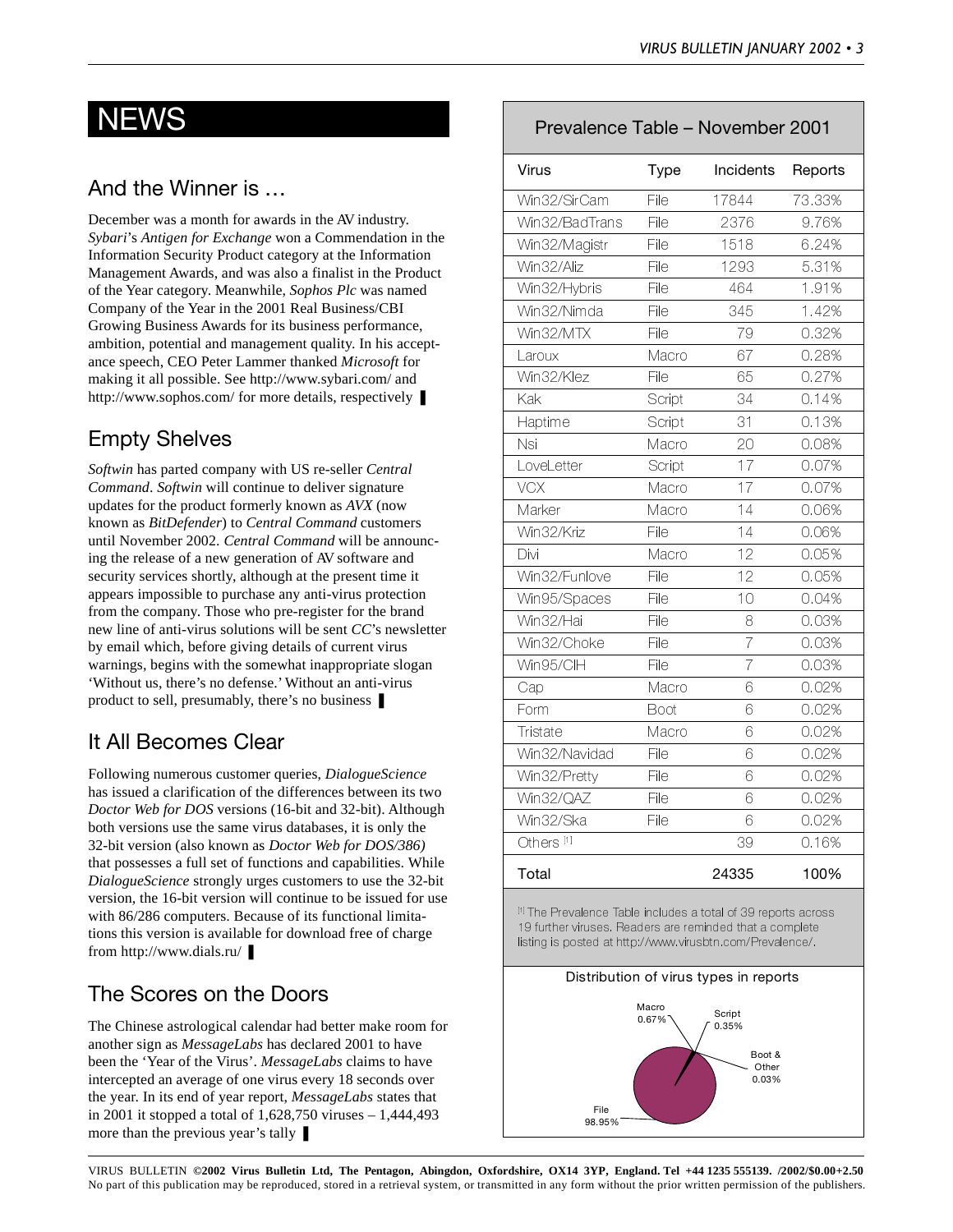# NEWS

## And the Winner is …

December was a month for awards in the AV industry. *Sybari*'s *Antigen for Exchange* won a Commendation in the Information Security Product category at the Information Management Awards, and was also a finalist in the Product of the Year category. Meanwhile, *Sophos Plc* was named Company of the Year in the 2001 Real Business/CBI Growing Business Awards for its business performance, ambition, potential and management quality. In his acceptance speech, CEO Peter Lammer thanked *Microsoft* for making it all possible. See http://www.sybari.com/ and http://www.sophos.com/ for more details, respectively ❚

## Empty Shelves

*Softwin* has parted company with US re-seller *Central Command*. *Softwin* will continue to deliver signature updates for the product formerly known as *AVX* (now known as *BitDefender*) to *Central Command* customers until November 2002. *Central Command* will be announcing the release of a new generation of AV software and security services shortly, although at the present time it appears impossible to purchase any anti-virus protection from the company. Those who pre-register for the brand new line of anti-virus solutions will be sent *CC*'s newsletter by email which, before giving details of current virus warnings, begins with the somewhat inappropriate slogan 'Without us, there's no defense.' Without an anti-virus product to sell, presumably, there's no business ❚

## It All Becomes Clear

Following numerous customer queries, *DialogueScience* has issued a clarification of the differences between its two *Doctor Web for DOS* versions (16-bit and 32-bit). Although both versions use the same virus databases, it is only the 32-bit version (also known as *Doctor Web for DOS/386)* that possesses a full set of functions and capabilities. While *DialogueScience* strongly urges customers to use the 32-bit version, the 16-bit version will continue to be issued for use with 86/286 computers. Because of its functional limitations this version is available for download free of charge from http://www.dials.ru/ ❚

## The Scores on the Doors

The Chinese astrological calendar had better make room for another sign as *MessageLabs* has declared 2001 to have been the 'Year of the Virus'. *MessageLabs* claims to have intercepted an average of one virus every 18 seconds over the year. In its end of year report, *MessageLabs* states that in 2001 it stopped a total of 1,628,750 viruses – 1,444,493 more than the previous year's tally ❚

## Prevalence Table – November 2001

| Virus | Type | Incidents | Reports |
|---|---|---|---|
| Win32/SirCam | File | 17844 | 73.33% |
| Win32/BadTrans | File | 2376 | 9.76% |
| Win32/Magistr | File | 1518 | 6.24% |
| Win32/Aliz | File | 1293 | 5.31% |
| Win32/Hybris | File | 464 | 1.91% |
| Win32/Nimda | File | 345 | 1.42% |
| Win32/MTX | File | 79 | 0.32% |
| Laroux | Macro | 67 | 0.28% |
| Win32/Klez | File | 65 | 0.27% |
| Kak | Script | 34 | 0.14% |
| Haptime | Script | 31 | 0.13% |
| Nsi | Macro | 20 | 0.08% |
| LoveLetter | Script | 17 | 0.07% |
| VCX | Macro | 17 | 0.07% |
| Marker | Macro | 14 | 0.06% |
| Win32/Kriz | File | 14 | 0.06% |
| Divi | Macro | 12 | 0.05% |
| Win32/Funlove | File | 12 | 0.05% |
| Win95/Spaces | File | 10 | 0.04% |
| Win32/Hai | File | 8 | 0.03% |
| Win32/Choke | File | 7 | 0.03% |
| Win95/CIH | File | 7 | 0.03% |
| Cap | Macro | 6 | 0.02% |
| Form | Boot | 6 | 0.02% |
| Tristate | Macro | 6 | 0.02% |
| Win32/Navidad | File | 6 | 0.02% |
| Win32/Pretty | File | 6 | 0.02% |
| Win32/QAZ | File | 6 | 0.02% |
| Win32/Ska | File | 6 | 0.02% |
| Others [1] | | 39 | 0.16% |
| Total | | 24335 | 100% |

[1] The Prevalence Table includes a total of 39 reports across 19 further viruses. Readers are reminded that a complete listing is posted at http://www.virusbtn.com/Prevalence/.

Distribution of virus types in reports

Macro 0.67%; Script 0.35%; Boot & Other 0.03%; File 98.95%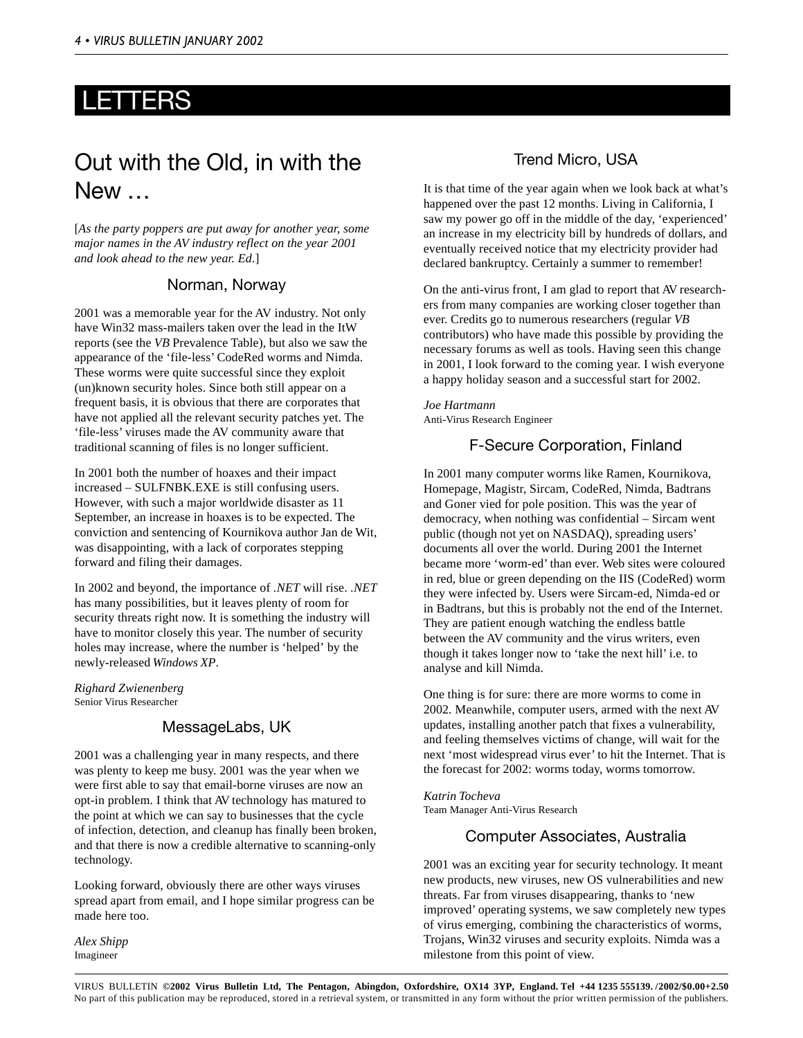# LETTERS

## Out with the Old, in with the New …

[*As the party poppers are put away for another year, some major names in the AV industry reflect on the year 2001 and look ahead to the new year. Ed.*]

### Norman, Norway

2001 was a memorable year for the AV industry. Not only have Win32 mass-mailers taken over the lead in the ItW reports (see the *VB* Prevalence Table), but also we saw the appearance of the 'file-less' CodeRed worms and Nimda. These worms were quite successful since they exploit (un)known security holes. Since both still appear on a frequent basis, it is obvious that there are corporates that have not applied all the relevant security patches yet. The 'file-less' viruses made the AV community aware that traditional scanning of files is no longer sufficient.

In 2001 both the number of hoaxes and their impact increased – SULFNBK.EXE is still confusing users. However, with such a major worldwide disaster as 11 September, an increase in hoaxes is to be expected. The conviction and sentencing of Kournikova author Jan de Wit, was disappointing, with a lack of corporates stepping forward and filing their damages.

In 2002 and beyond, the importance of *.NET* will rise. *.NET* has many possibilities, but it leaves plenty of room for security threats right now. It is something the industry will have to monitor closely this year. The number of security holes may increase, where the number is 'helped' by the newly-released *Windows XP*.

*Righard Zwienenberg*
Senior Virus Researcher

### MessageLabs, UK

2001 was a challenging year in many respects, and there was plenty to keep me busy. 2001 was the year when we were first able to say that email-borne viruses are now an opt-in problem. I think that AV technology has matured to the point at which we can say to businesses that the cycle of infection, detection, and cleanup has finally been broken, and that there is now a credible alternative to scanning-only technology.

Looking forward, obviously there are other ways viruses spread apart from email, and I hope similar progress can be made here too.

*Alex Shipp*
Imagineer

### Trend Micro, USA

It is that time of the year again when we look back at what's happened over the past 12 months. Living in California, I saw my power go off in the middle of the day, 'experienced' an increase in my electricity bill by hundreds of dollars, and eventually received notice that my electricity provider had declared bankruptcy. Certainly a summer to remember!

On the anti-virus front, I am glad to report that AV researchers from many companies are working closer together than ever. Credits go to numerous researchers (regular *VB* contributors) who have made this possible by providing the necessary forums as well as tools. Having seen this change in 2001, I look forward to the coming year. I wish everyone a happy holiday season and a successful start for 2002.

*Joe Hartmann*
Anti-Virus Research Engineer

### F-Secure Corporation, Finland

In 2001 many computer worms like Ramen, Kournikova, Homepage, Magistr, Sircam, CodeRed, Nimda, Badtrans and Goner vied for pole position. This was the year of democracy, when nothing was confidential – Sircam went public (though not yet on NASDAQ), spreading users' documents all over the world. During 2001 the Internet became more 'worm-ed' than ever. Web sites were coloured in red, blue or green depending on the IIS (CodeRed) worm they were infected by. Users were Sircam-ed, Nimda-ed or in Badtrans, but this is probably not the end of the Internet. They are patient enough watching the endless battle between the AV community and the virus writers, even though it takes longer now to 'take the next hill' i.e. to analyse and kill Nimda.

One thing is for sure: there are more worms to come in 2002. Meanwhile, computer users, armed with the next AV updates, installing another patch that fixes a vulnerability, and feeling themselves victims of change, will wait for the next 'most widespread virus ever' to hit the Internet. That is the forecast for 2002: worms today, worms tomorrow.

*Katrin Tocheva*
Team Manager Anti-Virus Research

### Computer Associates, Australia

2001 was an exciting year for security technology. It meant new products, new viruses, new OS vulnerabilities and new threats. Far from viruses disappearing, thanks to 'new improved' operating systems, we saw completely new types of virus emerging, combining the characteristics of worms, Trojans, Win32 viruses and security exploits. Nimda was a milestone from this point of view.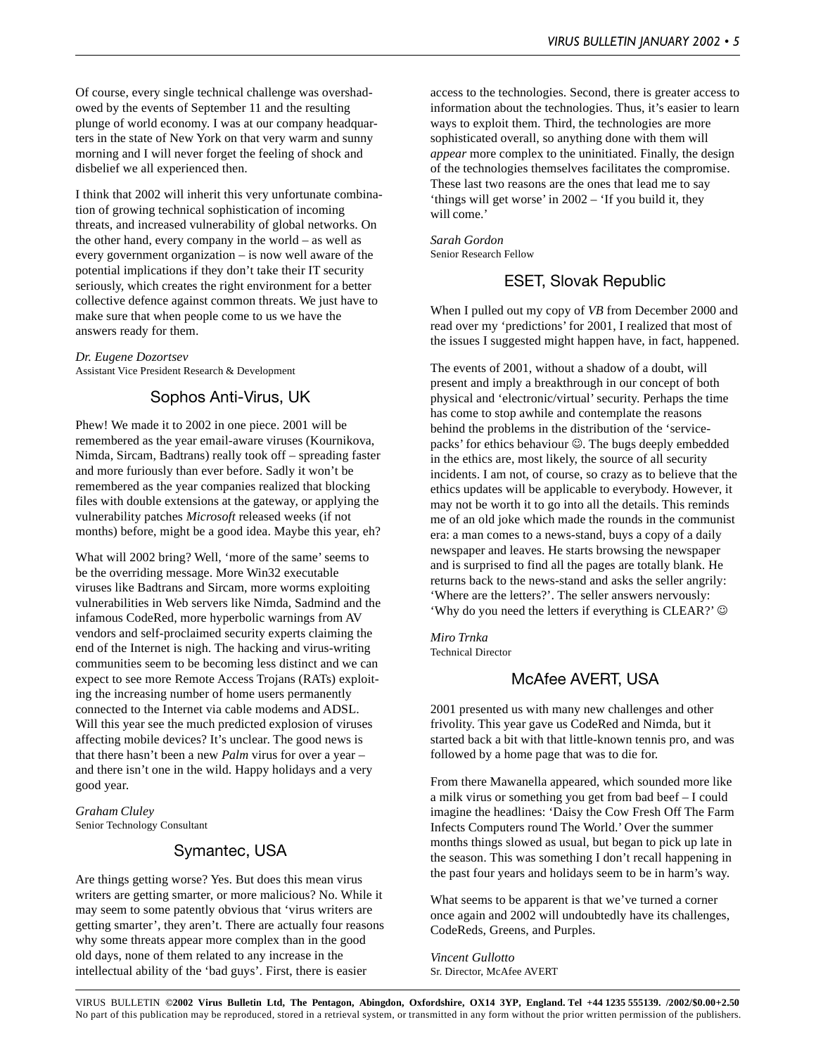Of course, every single technical challenge was overshadowed by the events of September 11 and the resulting plunge of world economy. I was at our company headquarters in the state of New York on that very warm and sunny morning and I will never forget the feeling of shock and disbelief we all experienced then.

I think that 2002 will inherit this very unfortunate combination of growing technical sophistication of incoming threats, and increased vulnerability of global networks. On the other hand, every company in the world – as well as every government organization – is now well aware of the potential implications if they don't take their IT security seriously, which creates the right environment for a better collective defence against common threats. We just have to make sure that when people come to us we have the answers ready for them.

*Dr. Eugene Dozortsev*
Assistant Vice President Research & Development

## Sophos Anti-Virus, UK

Phew! We made it to 2002 in one piece. 2001 will be remembered as the year email-aware viruses (Kournikova, Nimda, Sircam, Badtrans) really took off – spreading faster and more furiously than ever before. Sadly it won't be remembered as the year companies realized that blocking files with double extensions at the gateway, or applying the vulnerability patches *Microsoft* released weeks (if not months) before, might be a good idea. Maybe this year, eh?

What will 2002 bring? Well, 'more of the same' seems to be the overriding message. More Win32 executable viruses like Badtrans and Sircam, more worms exploiting vulnerabilities in Web servers like Nimda, Sadmind and the infamous CodeRed, more hyperbolic warnings from AV vendors and self-proclaimed security experts claiming the end of the Internet is nigh. The hacking and virus-writing communities seem to be becoming less distinct and we can expect to see more Remote Access Trojans (RATs) exploiting the increasing number of home users permanently connected to the Internet via cable modems and ADSL. Will this year see the much predicted explosion of viruses affecting mobile devices? It's unclear. The good news is that there hasn't been a new *Palm* virus for over a year – and there isn't one in the wild. Happy holidays and a very good year.

*Graham Cluley*
Senior Technology Consultant

## Symantec, USA

Are things getting worse? Yes. But does this mean virus writers are getting smarter, or more malicious? No. While it may seem to some patently obvious that 'virus writers are getting smarter', they aren't. There are actually four reasons why some threats appear more complex than in the good old days, none of them related to any increase in the intellectual ability of the 'bad guys'. First, there is easier access to the technologies. Second, there is greater access to information about the technologies. Thus, it's easier to learn ways to exploit them. Third, the technologies are more sophisticated overall, so anything done with them will *appear* more complex to the uninitiated. Finally, the design of the technologies themselves facilitates the compromise. These last two reasons are the ones that lead me to say 'things will get worse' in 2002 – 'If you build it, they will come.'

*Sarah Gordon*
Senior Research Fellow

## ESET, Slovak Republic

When I pulled out my copy of *VB* from December 2000 and read over my 'predictions' for 2001, I realized that most of the issues I suggested might happen have, in fact, happened.

The events of 2001, without a shadow of a doubt, will present and imply a breakthrough in our concept of both physical and 'electronic/virtual' security. Perhaps the time has come to stop awhile and contemplate the reasons behind the problems in the distribution of the 'service-packs' for ethics behaviour ☺. The bugs deeply embedded in the ethics are, most likely, the source of all security incidents. I am not, of course, so crazy as to believe that the ethics updates will be applicable to everybody. However, it may not be worth it to go into all the details. This reminds me of an old joke which made the rounds in the communist era: a man comes to a news-stand, buys a copy of a daily newspaper and leaves. He starts browsing the newspaper and is surprised to find all the pages are totally blank. He returns back to the news-stand and asks the seller angrily: 'Where are the letters?'. The seller answers nervously: 'Why do you need the letters if everything is CLEAR?' ☺

*Miro Trnka*
Technical Director

## McAfee AVERT, USA

2001 presented us with many new challenges and other frivolity. This year gave us CodeRed and Nimda, but it started back a bit with that little-known tennis pro, and was followed by a home page that was to die for.

From there Mawanella appeared, which sounded more like a milk virus or something you get from bad beef – I could imagine the headlines: 'Daisy the Cow Fresh Off The Farm Infects Computers round The World.' Over the summer months things slowed as usual, but began to pick up late in the season. This was something I don't recall happening in the past four years and holidays seem to be in harm's way.

What seems to be apparent is that we've turned a corner once again and 2002 will undoubtedly have its challenges, CodeReds, Greens, and Purples.

*Vincent Gullotto*
Sr. Director, McAfee AVERT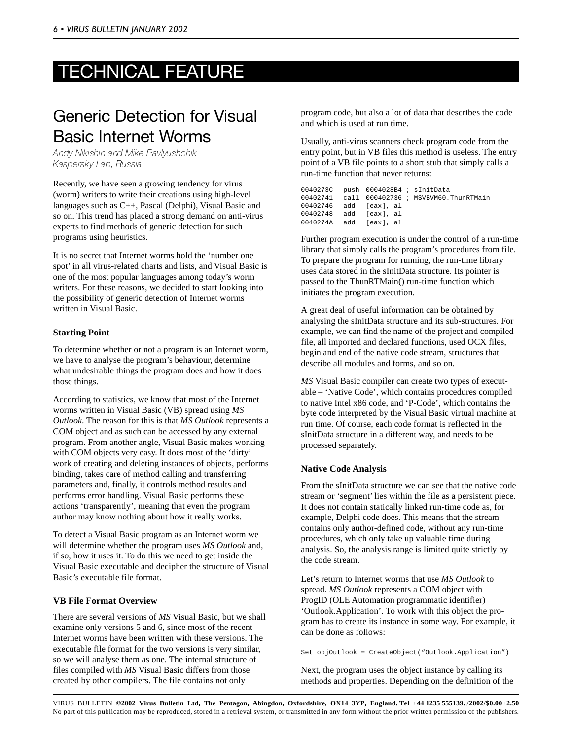# TECHNICAL FEATURE

## Generic Detection for Visual Basic Internet Worms

*Andy Nikishin and Mike Pavlyushchik*
*Kaspersky Lab, Russia*

Recently, we have seen a growing tendency for virus (worm) writers to write their creations using high-level languages such as C++, Pascal (Delphi), Visual Basic and so on. This trend has placed a strong demand on anti-virus experts to find methods of generic detection for such programs using heuristics.

It is no secret that Internet worms hold the 'number one spot' in all virus-related charts and lists, and Visual Basic is one of the most popular languages among today's worm writers. For these reasons, we decided to start looking into the possibility of generic detection of Internet worms written in Visual Basic.

### Starting Point

To determine whether or not a program is an Internet worm, we have to analyse the program's behaviour, determine what undesirable things the program does and how it does those things.

According to statistics, we know that most of the Internet worms written in Visual Basic (VB) spread using *MS Outlook*. The reason for this is that *MS Outlook* represents a COM object and as such can be accessed by any external program. From another angle, Visual Basic makes working with COM objects very easy. It does most of the 'dirty' work of creating and deleting instances of objects, performs binding, takes care of method calling and transferring parameters and, finally, it controls method results and performs error handling. Visual Basic performs these actions 'transparently', meaning that even the program author may know nothing about how it really works.

To detect a Visual Basic program as an Internet worm we will determine whether the program uses *MS Outlook* and, if so, how it uses it. To do this we need to get inside the Visual Basic executable and decipher the structure of Visual Basic's executable file format.

### VB File Format Overview

There are several versions of *MS* Visual Basic, but we shall examine only versions 5 and 6, since most of the recent Internet worms have been written with these versions. The executable file format for the two versions is very similar, so we will analyse them as one. The internal structure of files compiled with *MS* Visual Basic differs from those created by other compilers. The file contains not only program code, but also a lot of data that describes the code and which is used at run time.

Usually, anti-virus scanners check program code from the entry point, but in VB files this method is useless. The entry point of a VB file points to a short stub that simply calls a run-time function that never returns:

```
0040273C   push  0004028B4 ; sInitData
00402741   call  000402736 ; MSVBVM60.ThunRTMain
00402746   add   [eax], al
00402748   add   [eax], al
0040274A   add   [eax], al
```

Further program execution is under the control of a run-time library that simply calls the program's procedures from file. To prepare the program for running, the run-time library uses data stored in the sInitData structure. Its pointer is passed to the ThunRTMain() run-time function which initiates the program execution.

A great deal of useful information can be obtained by analysing the sInitData structure and its sub-structures. For example, we can find the name of the project and compiled file, all imported and declared functions, used OCX files, begin and end of the native code stream, structures that describe all modules and forms, and so on.

*MS* Visual Basic compiler can create two types of executable – 'Native Code', which contains procedures compiled to native Intel x86 code, and 'P-Code', which contains the byte code interpreted by the Visual Basic virtual machine at run time. Of course, each code format is reflected in the sInitData structure in a different way, and needs to be processed separately.

### Native Code Analysis

From the sInitData structure we can see that the native code stream or 'segment' lies within the file as a persistent piece. It does not contain statically linked run-time code as, for example, Delphi code does. This means that the stream contains only author-defined code, without any run-time procedures, which only take up valuable time during analysis. So, the analysis range is limited quite strictly by the code stream.

Let's return to Internet worms that use *MS Outlook* to spread. *MS Outlook* represents a COM object with ProgID (OLE Automation programmatic identifier) 'Outlook.Application'. To work with this object the program has to create its instance in some way. For example, it can be done as follows:

```
Set objOutlook = CreateObject("Outlook.Application")
```

Next, the program uses the object instance by calling its methods and properties. Depending on the definition of the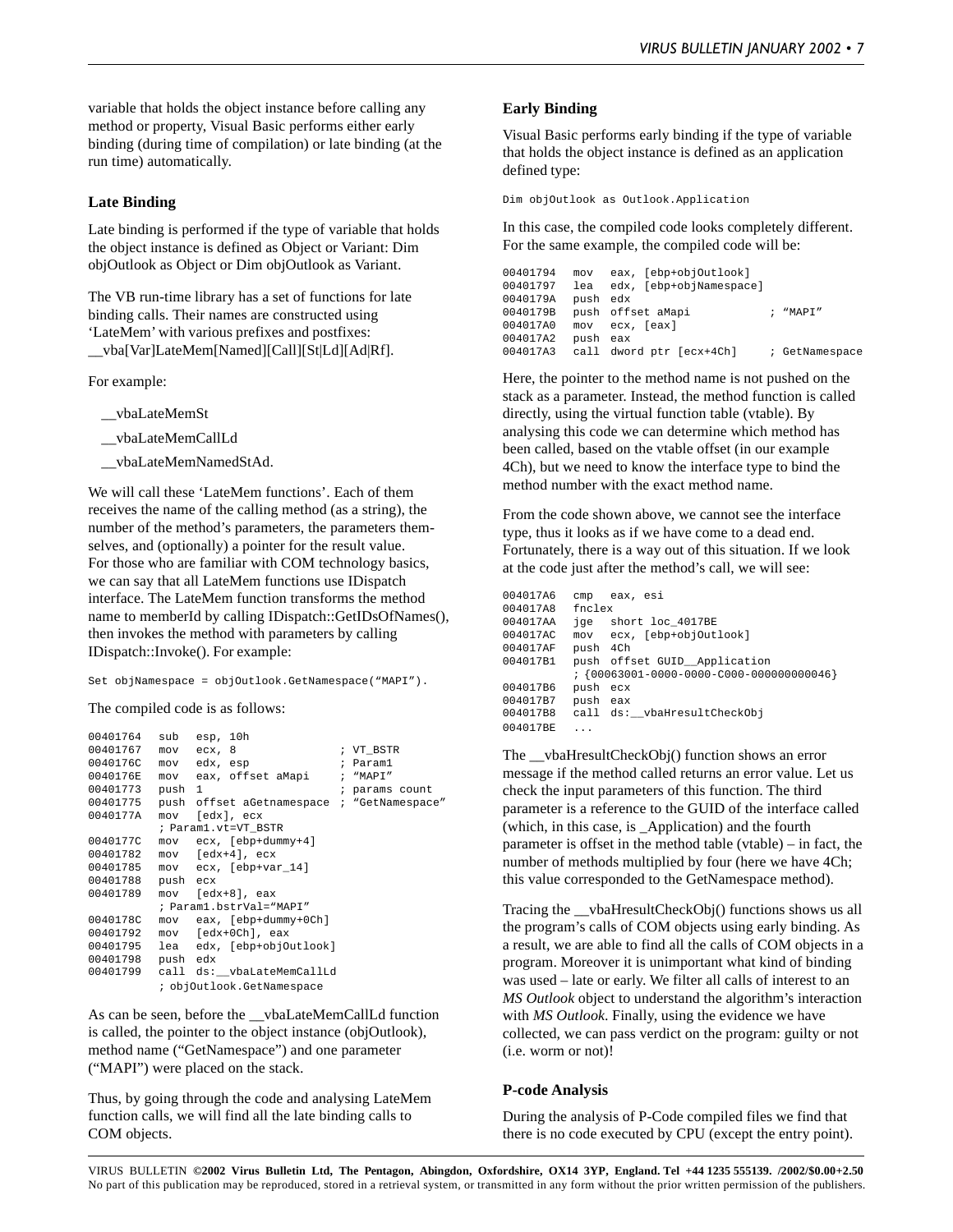variable that holds the object instance before calling any method or property, Visual Basic performs either early binding (during time of compilation) or late binding (at the run time) automatically.

### Late Binding

Late binding is performed if the type of variable that holds the object instance is defined as Object or Variant: Dim objOutlook as Object or Dim objOutlook as Variant.

The VB run-time library has a set of functions for late binding calls. Their names are constructed using 'LateMem' with various prefixes and postfixes: __vba[Var]LateMem[Named][Call][St|Ld][Ad|Rf].

For example:

__vbaLateMemSt

__vbaLateMemCallLd

__vbaLateMemNamedStAd.

We will call these 'LateMem functions'. Each of them receives the name of the calling method (as a string), the number of the method's parameters, the parameters themselves, and (optionally) a pointer for the result value. For those who are familiar with COM technology basics, we can say that all LateMem functions use IDispatch interface. The LateMem function transforms the method name to memberId by calling IDispatch::GetIDsOfNames(), then invokes the method with parameters by calling IDispatch::Invoke(). For example:

```
Set objNamespace = objOutlook.GetNamespace("MAPI").
```

The compiled code is as follows:

```
00401764   sub   esp, 10h
00401767   mov   ecx, 8               ; VT_BSTR
0040176C   mov   edx, esp             ; Param1
0040176E   mov   eax, offset aMapi    ; "MAPI"
00401773   push  1                    ; params count
00401775   push  offset aGetnamespace ; "GetNamespace"
0040177A   mov   [edx], ecx
           ; Param1.vt=VT_BSTR
0040177C   mov   ecx, [ebp+dummy+4]
00401782   mov   [edx+4], ecx
00401785   mov   ecx, [ebp+var_14]
00401788   push  ecx
00401789   mov   [edx+8], eax
           ; Param1.bstrVal="MAPI"
0040178C   mov   eax, [ebp+dummy+0Ch]
00401792   mov   [edx+0Ch], eax
00401795   lea   edx, [ebp+objOutlook]
00401798   push  edx
00401799   call  ds:__vbaLateMemCallLd
           ; objOutlook.GetNamespace
```

As can be seen, before the __vbaLateMemCallLd function is called, the pointer to the object instance (objOutlook), method name ("GetNamespace") and one parameter ("MAPI") were placed on the stack.

Thus, by going through the code and analysing LateMem function calls, we will find all the late binding calls to COM objects.

### Early Binding

Visual Basic performs early binding if the type of variable that holds the object instance is defined as an application defined type:

```
Dim objOutlook as Outlook.Application
```

In this case, the compiled code looks completely different. For the same example, the compiled code will be:

```
00401794   mov   eax, [ebp+objOutlook]
00401797   lea   edx, [ebp+objNamespace]
0040179A   push  edx
0040179B   push  offset aMapi           ; "MAPI"
004017A0   mov   ecx, [eax]
004017A2   push  eax
004017A3   call  dword ptr [ecx+4Ch]    ; GetNamespace
```

Here, the pointer to the method name is not pushed on the stack as a parameter. Instead, the method function is called directly, using the virtual function table (vtable). By analysing this code we can determine which method has been called, based on the vtable offset (in our example 4Ch), but we need to know the interface type to bind the method number with the exact method name.

From the code shown above, we cannot see the interface type, thus it looks as if we have come to a dead end. Fortunately, there is a way out of this situation. If we look at the code just after the method's call, we will see:

```
004017A6   cmp   eax, esi
004017A8   fnclex
004017AA   jge   short loc_4017BE
004017AC   mov   ecx, [ebp+objOutlook]
004017AF   push  4Ch
004017B1   push  offset GUID__Application
           ; {00063001-0000-0000-C000-000000000046}
004017B6   push  ecx
004017B7   push  eax
004017B8   call  ds:__vbaHresultCheckObj
004017BE   ...
```

The __vbaHresultCheckObj() function shows an error message if the method called returns an error value. Let us check the input parameters of this function. The third parameter is a reference to the GUID of the interface called (which, in this case, is _Application) and the fourth parameter is offset in the method table (vtable) – in fact, the number of methods multiplied by four (here we have 4Ch; this value corresponded to the GetNamespace method).

Tracing the __vbaHresultCheckObj() functions shows us all the program's calls of COM objects using early binding. As a result, we are able to find all the calls of COM objects in a program. Moreover it is unimportant what kind of binding was used – late or early. We filter all calls of interest to an *MS Outlook* object to understand the algorithm's interaction with *MS Outlook*. Finally, using the evidence we have collected, we can pass verdict on the program: guilty or not (i.e. worm or not)!

### P-code Analysis

During the analysis of P-Code compiled files we find that there is no code executed by CPU (except the entry point).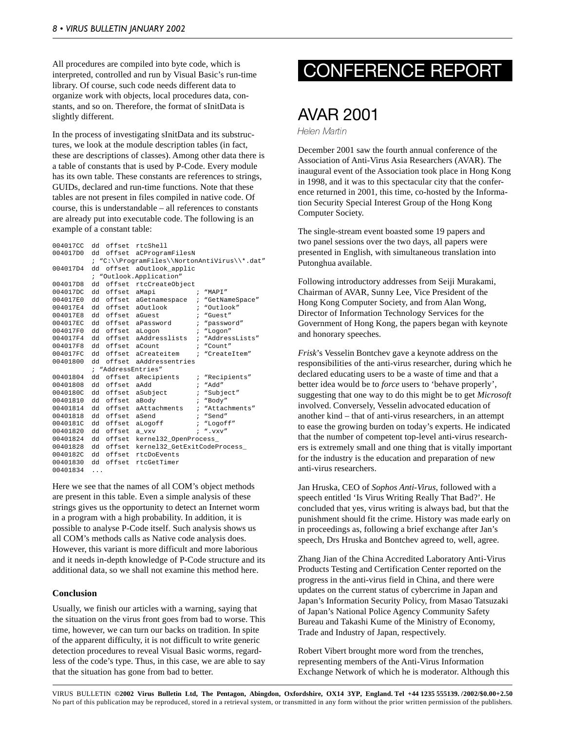All procedures are compiled into byte code, which is interpreted, controlled and run by Visual Basic's run-time library. Of course, such code needs different data to organize work with objects, local procedures data, constants, and so on. Therefore, the format of sInitData is slightly different.

In the process of investigating sInitData and its substructures, we look at the module description tables (in fact, these are descriptions of classes). Among other data there is a table of constants that is used by P-Code. Every module has its own table. These constants are references to strings, GUIDs, declared and run-time functions. Note that these tables are not present in files compiled in native code. Of course, this is understandable – all references to constants are already put into executable code. The following is an example of a constant table:

```
004017CC  dd  offset  rtcShell
004017D0  dd  offset  aCProgramFilesN
          ; "C:\\ProgramFiles\\NortonAntiVirus\\*.dat"
004017D4  dd  offset  aOutlook_applic
          ; "Outlook.Application"
004017D8  dd  offset  rtcCreateObject
004017DC  dd  offset  aMapi           ; "MAPI"
004017E0  dd  offset  aGetnamespace   ; "GetNameSpace"
004017E4  dd  offset  aOutlook        ; "Outlook"
004017E8  dd  offset  aGuest          ; "Guest"
004017EC  dd  offset  aPassword       ; "password"
004017F0  dd  offset  aLogon          ; "Logon"
004017F4  dd  offset  aAddresslists   ; "AddressLists"
004017F8  dd  offset  aCount          ; "Count"
004017FC  dd  offset  aCreateitem     ; "CreateItem"
00401800  dd  offset  aAddressentries
          ; "AddressEntries"
00401804  dd  offset  aRecipients     ; "Recipients"
00401808  dd  offset  aAdd            ; "Add"
0040180C  dd  offset  aSubject        ; "Subject"
00401810  dd  offset  aBody           ; "Body"
00401814  dd  offset  aAttachments    ; "Attachments"
00401818  dd  offset  aSend           ; "Send"
0040181C  dd  offset  aLogoff         ; "Logoff"
00401820  dd  offset  a_vxv           ; ".vxv"
00401824  dd  offset  kernel32_OpenProcess_
00401828  dd  offset  kernel32_GetExitCodeProcess_
0040182C  dd  offset  rtcDoEvents
00401830  dd  offset  rtcGetTimer
00401834  ...
```

Here we see that the names of all COM's object methods are present in this table. Even a simple analysis of these strings gives us the opportunity to detect an Internet worm in a program with a high probability. In addition, it is possible to analyse P-Code itself. Such analysis shows us all COM's methods calls as Native code analysis does. However, this variant is more difficult and more laborious and it needs in-depth knowledge of P-Code structure and its additional data, so we shall not examine this method here.

### Conclusion

Usually, we finish our articles with a warning, saying that the situation on the virus front goes from bad to worse. This time, however, we can turn our backs on tradition. In spite of the apparent difficulty, it is not difficult to write generic detection procedures to reveal Visual Basic worms, regardless of the code's type. Thus, in this case, we are able to say that the situation has gone from bad to better.

# CONFERENCE REPORT

## AVAR 2001

*Helen Martin*

December 2001 saw the fourth annual conference of the Association of Anti-Virus Asia Researchers (AVAR). The inaugural event of the Association took place in Hong Kong in 1998, and it was to this spectacular city that the conference returned in 2001, this time, co-hosted by the Information Security Special Interest Group of the Hong Kong Computer Society.

The single-stream event boasted some 19 papers and two panel sessions over the two days, all papers were presented in English, with simultaneous translation into Putonghua available.

Following introductory addresses from Seiji Murakami, Chairman of AVAR, Sunny Lee, Vice President of the Hong Kong Computer Society, and from Alan Wong, Director of Information Technology Services for the Government of Hong Kong, the papers began with keynote and honorary speeches.

*Frisk*'s Vesselin Bontchev gave a keynote address on the responsibilities of the anti-virus researcher, during which he declared educating users to be a waste of time and that a better idea would be to *force* users to 'behave properly', suggesting that one way to do this might be to get *Microsoft* involved. Conversely, Vesselin advocated education of another kind – that of anti-virus researchers, in an attempt to ease the growing burden on today's experts. He indicated that the number of competent top-level anti-virus researchers is extremely small and one thing that is vitally important for the industry is the education and preparation of new anti-virus researchers.

Jan Hruska, CEO of *Sophos Anti-Virus*, followed with a speech entitled 'Is Virus Writing Really That Bad?'. He concluded that yes, virus writing is always bad, but that the punishment should fit the crime. History was made early on in proceedings as, following a brief exchange after Jan's speech, Drs Hruska and Bontchev agreed to, well, agree.

Zhang Jian of the China Accredited Laboratory Anti-Virus Products Testing and Certification Center reported on the progress in the anti-virus field in China, and there were updates on the current status of cybercrime in Japan and Japan's Information Security Policy, from Masao Tatsuzaki of Japan's National Police Agency Community Safety Bureau and Takashi Kume of the Ministry of Economy, Trade and Industry of Japan, respectively.

Robert Vibert brought more word from the trenches, representing members of the Anti-Virus Information Exchange Network of which he is moderator. Although this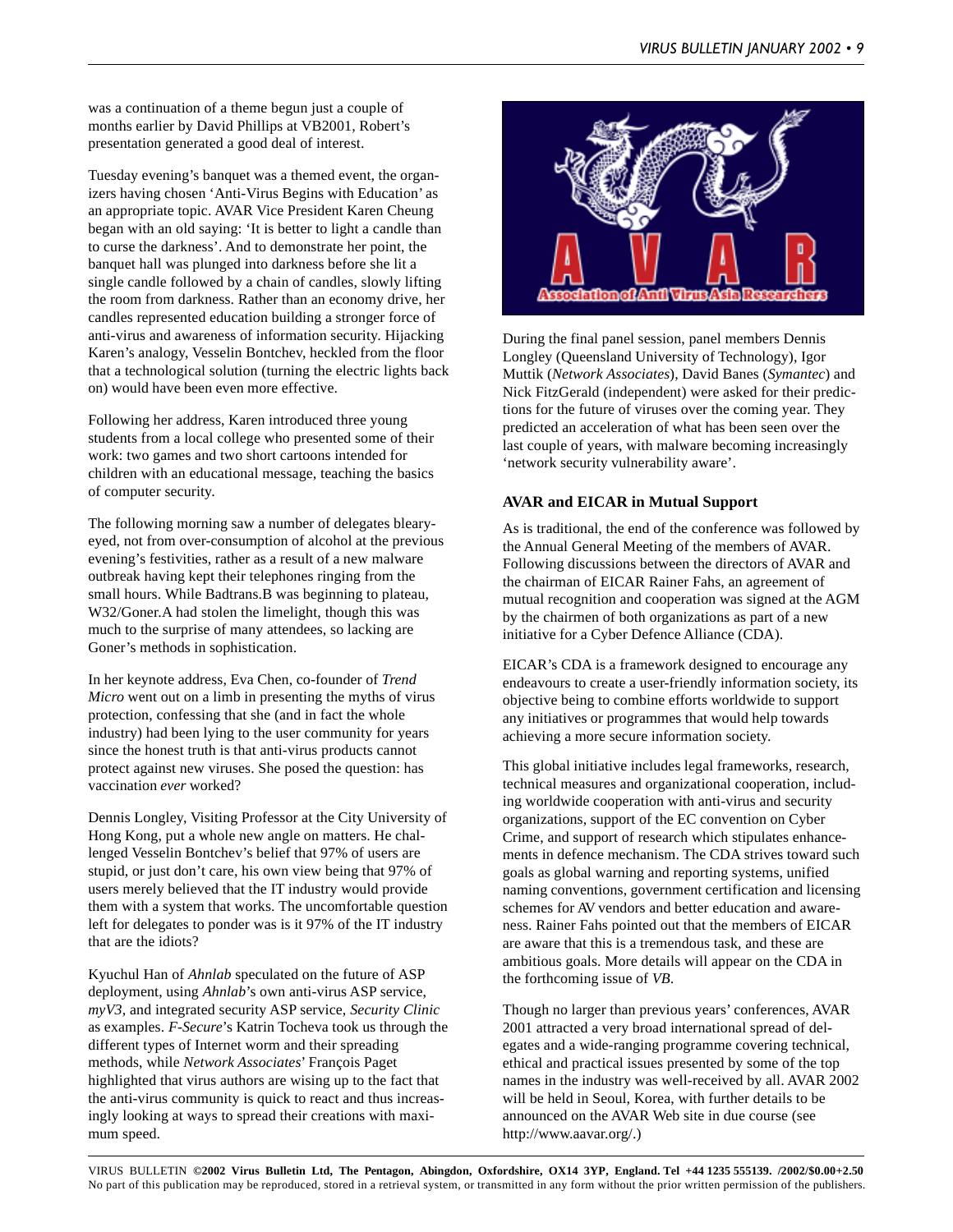was a continuation of a theme begun just a couple of months earlier by David Phillips at VB2001, Robert's presentation generated a good deal of interest.

Tuesday evening's banquet was a themed event, the organizers having chosen 'Anti-Virus Begins with Education' as an appropriate topic. AVAR Vice President Karen Cheung began with an old saying: 'It is better to light a candle than to curse the darkness'. And to demonstrate her point, the banquet hall was plunged into darkness before she lit a single candle followed by a chain of candles, slowly lifting the room from darkness. Rather than an economy drive, her candles represented education building a stronger force of anti-virus and awareness of information security. Hijacking Karen's analogy, Vesselin Bontchev, heckled from the floor that a technological solution (turning the electric lights back on) would have been even more effective.

Following her address, Karen introduced three young students from a local college who presented some of their work: two games and two short cartoons intended for children with an educational message, teaching the basics of computer security.

The following morning saw a number of delegates bleary-eyed, not from over-consumption of alcohol at the previous evening's festivities, rather as a result of a new malware outbreak having kept their telephones ringing from the small hours. While Badtrans.B was beginning to plateau, W32/Goner.A had stolen the limelight, though this was much to the surprise of many attendees, so lacking are Goner's methods in sophistication.

In her keynote address, Eva Chen, co-founder of *Trend Micro* went out on a limb in presenting the myths of virus protection, confessing that she (and in fact the whole industry) had been lying to the user community for years since the honest truth is that anti-virus products cannot protect against new viruses. She posed the question: has vaccination *ever* worked?

Dennis Longley, Visiting Professor at the City University of Hong Kong, put a whole new angle on matters. He challenged Vesselin Bontchev's belief that 97% of users are stupid, or just don't care, his own view being that 97% of users merely believed that the IT industry would provide them with a system that works. The uncomfortable question left for delegates to ponder was is it 97% of the IT industry that are the idiots?

Kyuchul Han of *Ahnlab* speculated on the future of ASP deployment, using *Ahnlab*'s own anti-virus ASP service, *myV3*, and integrated security ASP service, *Security Clinic* as examples. *F-Secure*'s Katrin Tocheva took us through the different types of Internet worm and their spreading methods, while *Network Associates*' François Paget highlighted that virus authors are wising up to the fact that the anti-virus community is quick to react and thus increasingly looking at ways to spread their creations with maximum speed.

During the final panel session, panel members Dennis Longley (Queensland University of Technology), Igor Muttik (*Network Associates*), David Banes (*Symantec*) and Nick FitzGerald (independent) were asked for their predictions for the future of viruses over the coming year. They predicted an acceleration of what has been seen over the last couple of years, with malware becoming increasingly 'network security vulnerability aware'.

### AVAR and EICAR in Mutual Support

As is traditional, the end of the conference was followed by the Annual General Meeting of the members of AVAR. Following discussions between the directors of AVAR and the chairman of EICAR Rainer Fahs, an agreement of mutual recognition and cooperation was signed at the AGM by the chairmen of both organizations as part of a new initiative for a Cyber Defence Alliance (CDA).

EICAR's CDA is a framework designed to encourage any endeavours to create a user-friendly information society, its objective being to combine efforts worldwide to support any initiatives or programmes that would help towards achieving a more secure information society.

This global initiative includes legal frameworks, research, technical measures and organizational cooperation, including worldwide cooperation with anti-virus and security organizations, support of the EC convention on Cyber Crime, and support of research which stipulates enhancements in defence mechanism. The CDA strives toward such goals as global warning and reporting systems, unified naming conventions, government certification and licensing schemes for AV vendors and better education and awareness. Rainer Fahs pointed out that the members of EICAR are aware that this is a tremendous task, and these are ambitious goals. More details will appear on the CDA in the forthcoming issue of *VB*.

Though no larger than previous years' conferences, AVAR 2001 attracted a very broad international spread of delegates and a wide-ranging programme covering technical, ethical and practical issues presented by some of the top names in the industry was well-received by all. AVAR 2002 will be held in Seoul, Korea, with further details to be announced on the AVAR Web site in due course (see http://www.aavar.org/.)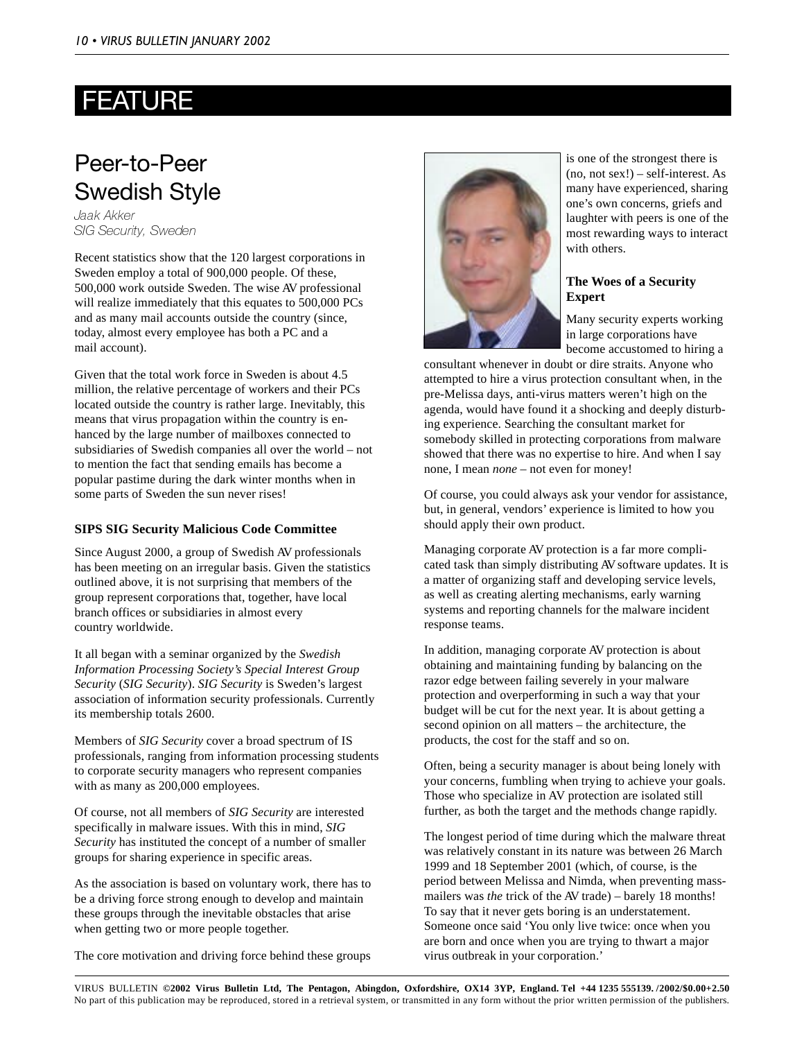# FEATURE

## Peer-to-Peer Swedish Style

*Jaak Akker*
*SIG Security, Sweden*

Recent statistics show that the 120 largest corporations in Sweden employ a total of 900,000 people. Of these, 500,000 work outside Sweden. The wise AV professional will realize immediately that this equates to 500,000 PCs and as many mail accounts outside the country (since, today, almost every employee has both a PC and a mail account).

Given that the total work force in Sweden is about 4.5 million, the relative percentage of workers and their PCs located outside the country is rather large. Inevitably, this means that virus propagation within the country is enhanced by the large number of mailboxes connected to subsidiaries of Swedish companies all over the world – not to mention the fact that sending emails has become a popular pastime during the dark winter months when in some parts of Sweden the sun never rises!

### SIPS SIG Security Malicious Code Committee

Since August 2000, a group of Swedish AV professionals has been meeting on an irregular basis. Given the statistics outlined above, it is not surprising that members of the group represent corporations that, together, have local branch offices or subsidiaries in almost every country worldwide.

It all began with a seminar organized by the *Swedish Information Processing Society's Special Interest Group Security* (*SIG Security*). *SIG Security* is Sweden's largest association of information security professionals. Currently its membership totals 2600.

Members of *SIG Security* cover a broad spectrum of IS professionals, ranging from information processing students to corporate security managers who represent companies with as many as 200,000 employees.

Of course, not all members of *SIG Security* are interested specifically in malware issues. With this in mind, *SIG Security* has instituted the concept of a number of smaller groups for sharing experience in specific areas.

As the association is based on voluntary work, there has to be a driving force strong enough to develop and maintain these groups through the inevitable obstacles that arise when getting two or more people together.

The core motivation and driving force behind these groups is one of the strongest there is (no, not sex!) – self-interest. As many have experienced, sharing one's own concerns, griefs and laughter with peers is one of the most rewarding ways to interact with others.

### The Woes of a Security Expert

Many security experts working in large corporations have become accustomed to hiring a consultant whenever in doubt or dire straits. Anyone who attempted to hire a virus protection consultant when, in the pre-Melissa days, anti-virus matters weren't high on the agenda, would have found it a shocking and deeply disturbing experience. Searching the consultant market for somebody skilled in protecting corporations from malware showed that there was no expertise to hire. And when I say none, I mean *none* – not even for money!

Of course, you could always ask your vendor for assistance, but, in general, vendors' experience is limited to how you should apply their own product.

Managing corporate AV protection is a far more complicated task than simply distributing AV software updates. It is a matter of organizing staff and developing service levels, as well as creating alerting mechanisms, early warning systems and reporting channels for the malware incident response teams.

In addition, managing corporate AV protection is about obtaining and maintaining funding by balancing on the razor edge between failing severely in your malware protection and overperforming in such a way that your budget will be cut for the next year. It is about getting a second opinion on all matters – the architecture, the products, the cost for the staff and so on.

Often, being a security manager is about being lonely with your concerns, fumbling when trying to achieve your goals. Those who specialize in AV protection are isolated still further, as both the target and the methods change rapidly.

The longest period of time during which the malware threat was relatively constant in its nature was between 26 March 1999 and 18 September 2001 (which, of course, is the period between Melissa and Nimda, when preventing mass-mailers was *the* trick of the AV trade) – barely 18 months! To say that it never gets boring is an understatement. Someone once said 'You only live twice: once when you are born and once when you are trying to thwart a major virus outbreak in your corporation.'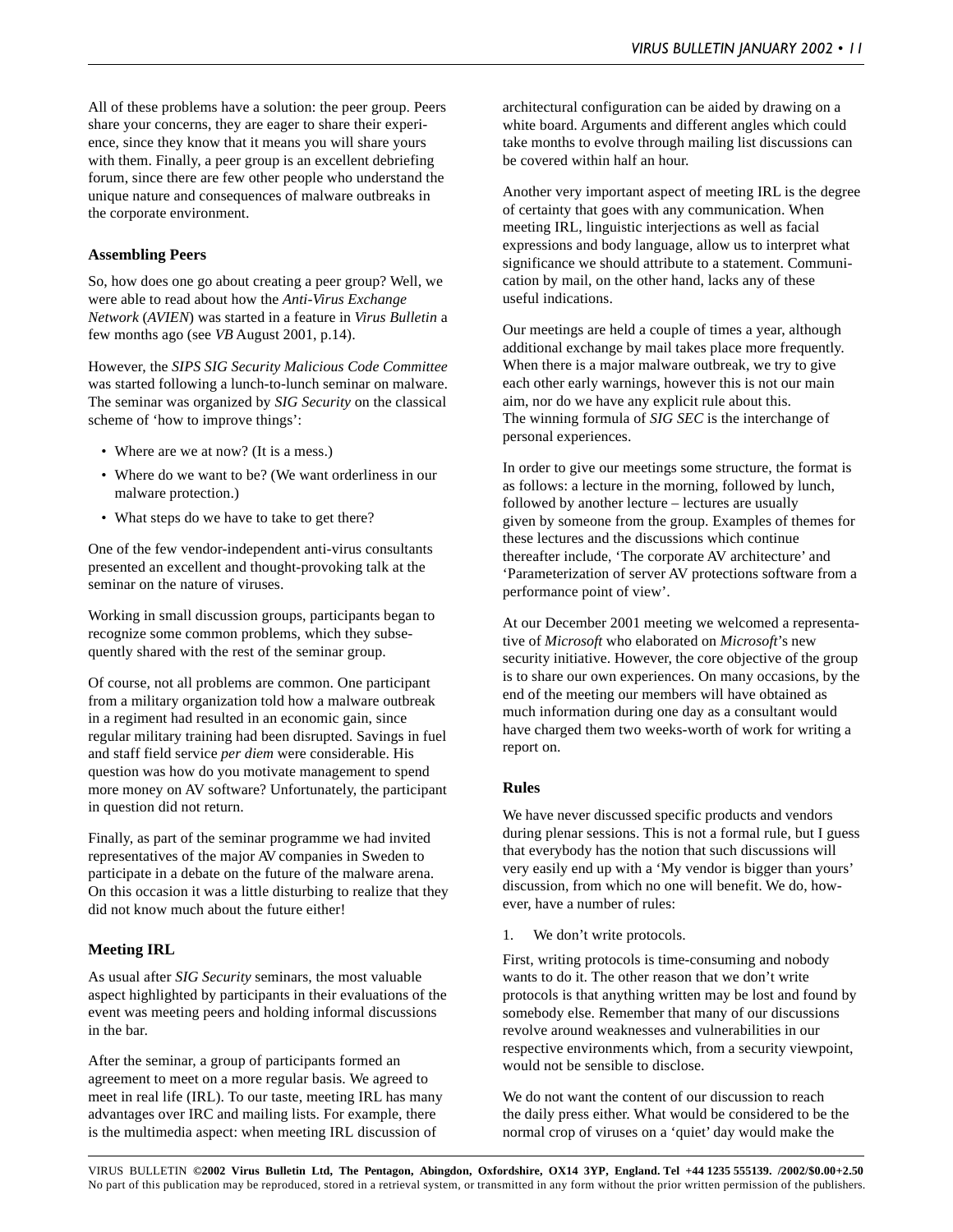All of these problems have a solution: the peer group. Peers share your concerns, they are eager to share their experience, since they know that it means you will share yours with them. Finally, a peer group is an excellent debriefing forum, since there are few other people who understand the unique nature and consequences of malware outbreaks in the corporate environment.

### Assembling Peers

So, how does one go about creating a peer group? Well, we were able to read about how the *Anti-Virus Exchange Network* (*AVIEN*) was started in a feature in *Virus Bulletin* a few months ago (see *VB* August 2001, p.14).

However, the *SIPS SIG Security Malicious Code Committee* was started following a lunch-to-lunch seminar on malware. The seminar was organized by *SIG Security* on the classical scheme of 'how to improve things':

- Where are we at now? (It is a mess.)
- Where do we want to be? (We want orderliness in our malware protection.)
- What steps do we have to take to get there?

One of the few vendor-independent anti-virus consultants presented an excellent and thought-provoking talk at the seminar on the nature of viruses.

Working in small discussion groups, participants began to recognize some common problems, which they subsequently shared with the rest of the seminar group.

Of course, not all problems are common. One participant from a military organization told how a malware outbreak in a regiment had resulted in an economic gain, since regular military training had been disrupted. Savings in fuel and staff field service *per diem* were considerable. His question was how do you motivate management to spend more money on AV software? Unfortunately, the participant in question did not return.

Finally, as part of the seminar programme we had invited representatives of the major AV companies in Sweden to participate in a debate on the future of the malware arena. On this occasion it was a little disturbing to realize that they did not know much about the future either!

### Meeting IRL

As usual after *SIG Security* seminars, the most valuable aspect highlighted by participants in their evaluations of the event was meeting peers and holding informal discussions in the bar.

After the seminar, a group of participants formed an agreement to meet on a more regular basis. We agreed to meet in real life (IRL). To our taste, meeting IRL has many advantages over IRC and mailing lists. For example, there is the multimedia aspect: when meeting IRL discussion of architectural configuration can be aided by drawing on a white board. Arguments and different angles which could take months to evolve through mailing list discussions can be covered within half an hour.

Another very important aspect of meeting IRL is the degree of certainty that goes with any communication. When meeting IRL, linguistic interjections as well as facial expressions and body language, allow us to interpret what significance we should attribute to a statement. Communication by mail, on the other hand, lacks any of these useful indications.

Our meetings are held a couple of times a year, although additional exchange by mail takes place more frequently. When there is a major malware outbreak, we try to give each other early warnings, however this is not our main aim, nor do we have any explicit rule about this. The winning formula of *SIG SEC* is the interchange of personal experiences.

In order to give our meetings some structure, the format is as follows: a lecture in the morning, followed by lunch, followed by another lecture – lectures are usually given by someone from the group. Examples of themes for these lectures and the discussions which continue thereafter include, 'The corporate AV architecture' and 'Parameterization of server AV protections software from a performance point of view'.

At our December 2001 meeting we welcomed a representative of *Microsoft* who elaborated on *Microsoft*'s new security initiative. However, the core objective of the group is to share our own experiences. On many occasions, by the end of the meeting our members will have obtained as much information during one day as a consultant would have charged them two weeks-worth of work for writing a report on.

### Rules

We have never discussed specific products and vendors during plenar sessions. This is not a formal rule, but I guess that everybody has the notion that such discussions will very easily end up with a 'My vendor is bigger than yours' discussion, from which no one will benefit. We do, however, have a number of rules:

1. We don't write protocols.

First, writing protocols is time-consuming and nobody wants to do it. The other reason that we don't write protocols is that anything written may be lost and found by somebody else. Remember that many of our discussions revolve around weaknesses and vulnerabilities in our respective environments which, from a security viewpoint, would not be sensible to disclose.

We do not want the content of our discussion to reach the daily press either. What would be considered to be the normal crop of viruses on a 'quiet' day would make the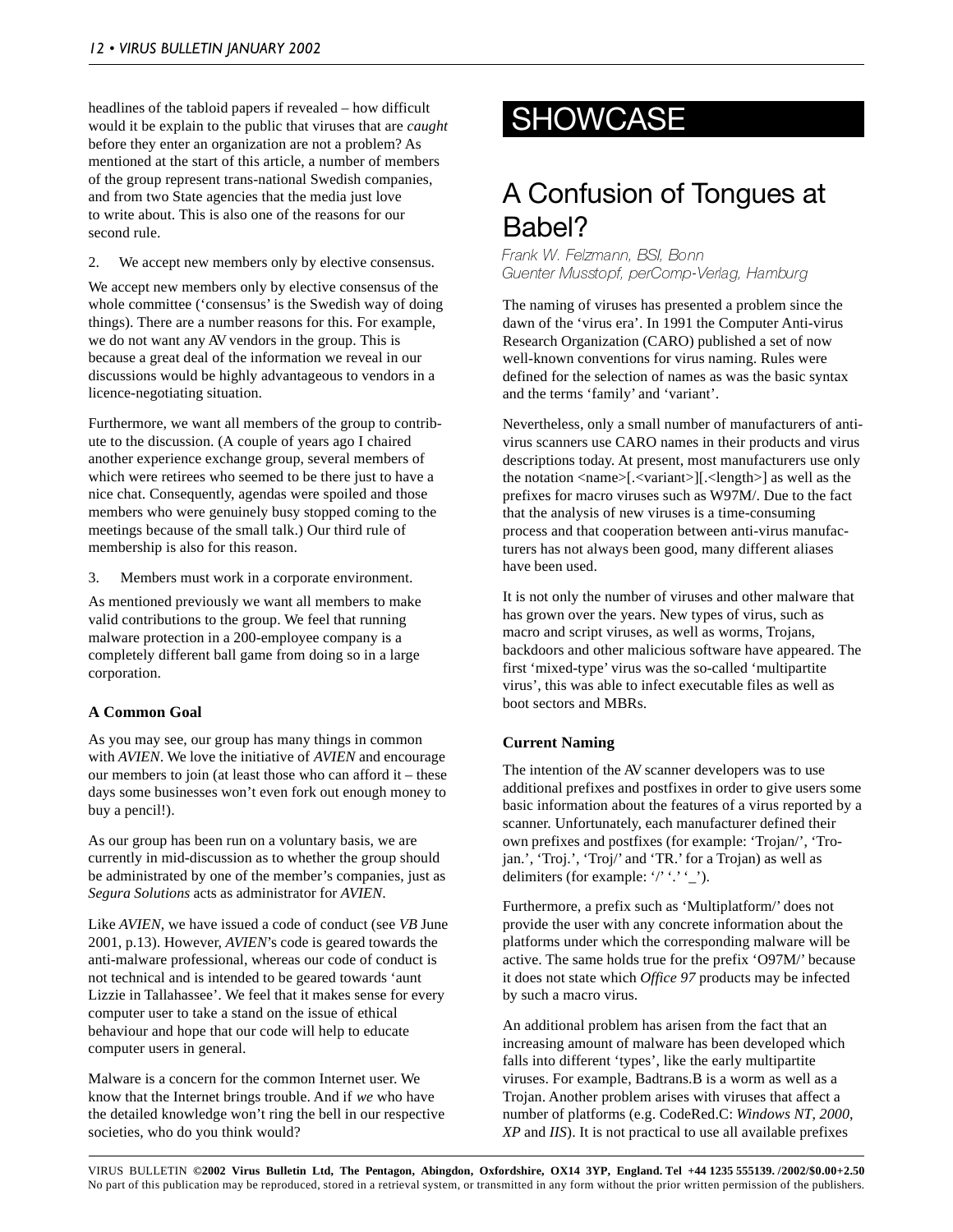headlines of the tabloid papers if revealed – how difficult would it be explain to the public that viruses that are *caught* before they enter an organization are not a problem? As mentioned at the start of this article, a number of members of the group represent trans-national Swedish companies, and from two State agencies that the media just love to write about. This is also one of the reasons for our second rule.

2. We accept new members only by elective consensus.

We accept new members only by elective consensus of the whole committee ('consensus' is the Swedish way of doing things). There are a number reasons for this. For example, we do not want any AV vendors in the group. This is because a great deal of the information we reveal in our discussions would be highly advantageous to vendors in a licence-negotiating situation.

Furthermore, we want all members of the group to contribute to the discussion. (A couple of years ago I chaired another experience exchange group, several members of which were retirees who seemed to be there just to have a nice chat. Consequently, agendas were spoiled and those members who were genuinely busy stopped coming to the meetings because of the small talk.) Our third rule of membership is also for this reason.

3. Members must work in a corporate environment.

As mentioned previously we want all members to make valid contributions to the group. We feel that running malware protection in a 200-employee company is a completely different ball game from doing so in a large corporation.

### A Common Goal

As you may see, our group has many things in common with *AVIEN*. We love the initiative of *AVIEN* and encourage our members to join (at least those who can afford it – these days some businesses won't even fork out enough money to buy a pencil!).

As our group has been run on a voluntary basis, we are currently in mid-discussion as to whether the group should be administrated by one of the member's companies, just as *Segura Solutions* acts as administrator for *AVIEN*.

Like *AVIEN*, we have issued a code of conduct (see *VB* June 2001, p.13). However, *AVIEN*'s code is geared towards the anti-malware professional, whereas our code of conduct is not technical and is intended to be geared towards 'aunt Lizzie in Tallahassee'. We feel that it makes sense for every computer user to take a stand on the issue of ethical behaviour and hope that our code will help to educate computer users in general.

Malware is a concern for the common Internet user. We know that the Internet brings trouble. And if *we* who have the detailed knowledge won't ring the bell in our respective societies, who do you think would?

# SHOWCASE

## A Confusion of Tongues at Babel?

*Frank W. Felzmann, BSI, Bonn*
*Guenter Musstopf, perComp-Verlag, Hamburg*

The naming of viruses has presented a problem since the dawn of the 'virus era'. In 1991 the Computer Anti-virus Research Organization (CARO) published a set of now well-known conventions for virus naming. Rules were defined for the selection of names as was the basic syntax and the terms 'family' and 'variant'.

Nevertheless, only a small number of manufacturers of anti-virus scanners use CARO names in their products and virus descriptions today. At present, most manufacturers use only the notation <name>[.<variant>][.<length>] as well as the prefixes for macro viruses such as W97M/. Due to the fact that the analysis of new viruses is a time-consuming process and that cooperation between anti-virus manufacturers has not always been good, many different aliases have been used.

It is not only the number of viruses and other malware that has grown over the years. New types of virus, such as macro and script viruses, as well as worms, Trojans, backdoors and other malicious software have appeared. The first 'mixed-type' virus was the so-called 'multipartite virus', this was able to infect executable files as well as boot sectors and MBRs.

### Current Naming

The intention of the AV scanner developers was to use additional prefixes and postfixes in order to give users some basic information about the features of a virus reported by a scanner. Unfortunately, each manufacturer defined their own prefixes and postfixes (for example: 'Trojan/', 'Trojan.', 'Troj.', 'Troj/' and 'TR.' for a Trojan) as well as delimiters (for example: '/' '.' '_').

Furthermore, a prefix such as 'Multiplatform/' does not provide the user with any concrete information about the platforms under which the corresponding malware will be active. The same holds true for the prefix 'O97M/' because it does not state which *Office 97* products may be infected by such a macro virus.

An additional problem has arisen from the fact that an increasing amount of malware has been developed which falls into different 'types', like the early multipartite viruses. For example, Badtrans.B is a worm as well as a Trojan. Another problem arises with viruses that affect a number of platforms (e.g. CodeRed.C: *Windows NT*, *2000*, *XP* and *IIS*). It is not practical to use all available prefixes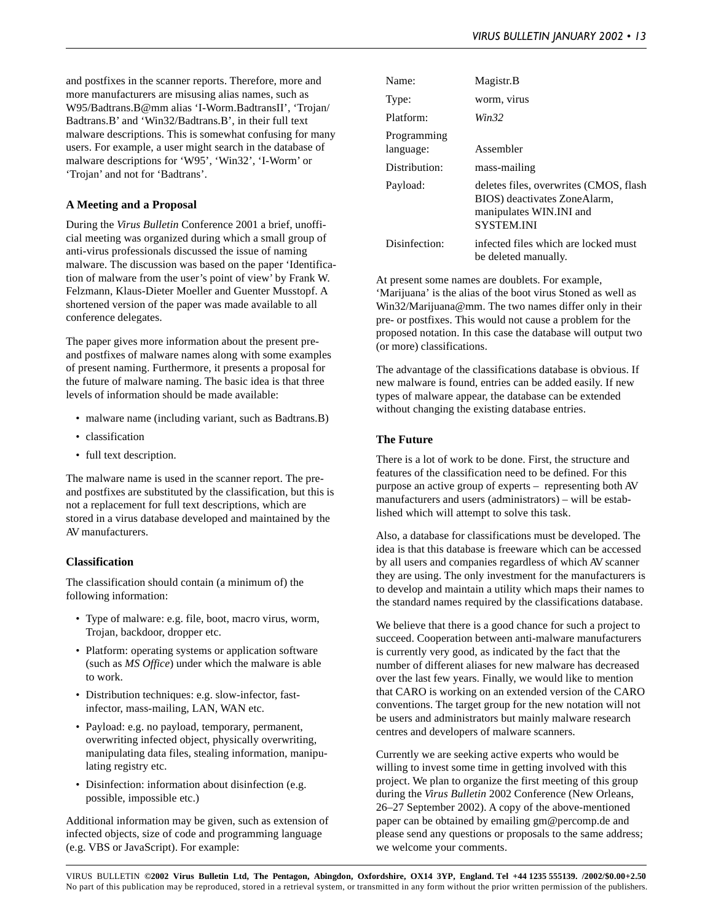and postfixes in the scanner reports. Therefore, more and more manufacturers are misusing alias names, such as W95/Badtrans.B@mm alias 'I-Worm.BadtransII', 'Trojan/Badtrans.B' and 'Win32/Badtrans.B', in their full text malware descriptions. This is somewhat confusing for many users. For example, a user might search in the database of malware descriptions for 'W95', 'Win32', 'I-Worm' or 'Trojan' and not for 'Badtrans'.

### A Meeting and a Proposal

During the *Virus Bulletin* Conference 2001 a brief, unofficial meeting was organized during which a small group of anti-virus professionals discussed the issue of naming malware. The discussion was based on the paper 'Identification of malware from the user's point of view' by Frank W. Felzmann, Klaus-Dieter Moeller and Guenter Musstopf. A shortened version of the paper was made available to all conference delegates.

The paper gives more information about the present pre- and postfixes of malware names along with some examples of present naming. Furthermore, it presents a proposal for the future of malware naming. The basic idea is that three levels of information should be made available:

- malware name (including variant, such as Badtrans.B)
- classification
- full text description.

The malware name is used in the scanner report. The pre- and postfixes are substituted by the classification, but this is not a replacement for full text descriptions, which are stored in a virus database developed and maintained by the AV manufacturers.

### Classification

The classification should contain (a minimum of) the following information:

- Type of malware: e.g. file, boot, macro virus, worm, Trojan, backdoor, dropper etc.
- Platform: operating systems or application software (such as *MS Office*) under which the malware is able to work.
- Distribution techniques: e.g. slow-infector, fast-infector, mass-mailing, LAN, WAN etc.
- Payload: e.g. no payload, temporary, permanent, overwriting infected object, physically overwriting, manipulating data files, stealing information, manipulating registry etc.
- Disinfection: information about disinfection (e.g. possible, impossible etc.)

Additional information may be given, such as extension of infected objects, size of code and programming language (e.g. VBS or JavaScript). For example:

| | |
|---|---|
| Name: | Magistr.B |
| Type: | worm, virus |
| Platform: | *Win32* |
| Programming language: | Assembler |
| Distribution: | mass-mailing |
| Payload: | deletes files, overwrites (CMOS, flash BIOS) deactivates ZoneAlarm, manipulates WIN.INI and SYSTEM.INI |
| Disinfection: | infected files which are locked must be deleted manually. |

At present some names are doublets. For example, 'Marijuana' is the alias of the boot virus Stoned as well as Win32/Marijuana@mm. The two names differ only in their pre- or postfixes. This would not cause a problem for the proposed notation. In this case the database will output two (or more) classifications.

The advantage of the classifications database is obvious. If new malware is found, entries can be added easily. If new types of malware appear, the database can be extended without changing the existing database entries.

### The Future

There is a lot of work to be done. First, the structure and features of the classification need to be defined. For this purpose an active group of experts – representing both AV manufacturers and users (administrators) – will be established which will attempt to solve this task.

Also, a database for classifications must be developed. The idea is that this database is freeware which can be accessed by all users and companies regardless of which AV scanner they are using. The only investment for the manufacturers is to develop and maintain a utility which maps their names to the standard names required by the classifications database.

We believe that there is a good chance for such a project to succeed. Cooperation between anti-malware manufacturers is currently very good, as indicated by the fact that the number of different aliases for new malware has decreased over the last few years. Finally, we would like to mention that CARO is working on an extended version of the CARO conventions. The target group for the new notation will not be users and administrators but mainly malware research centres and developers of malware scanners.

Currently we are seeking active experts who would be willing to invest some time in getting involved with this project. We plan to organize the first meeting of this group during the *Virus Bulletin* 2002 Conference (New Orleans, 26–27 September 2002). A copy of the above-mentioned paper can be obtained by emailing gm@percomp.de and please send any questions or proposals to the same address; we welcome your comments.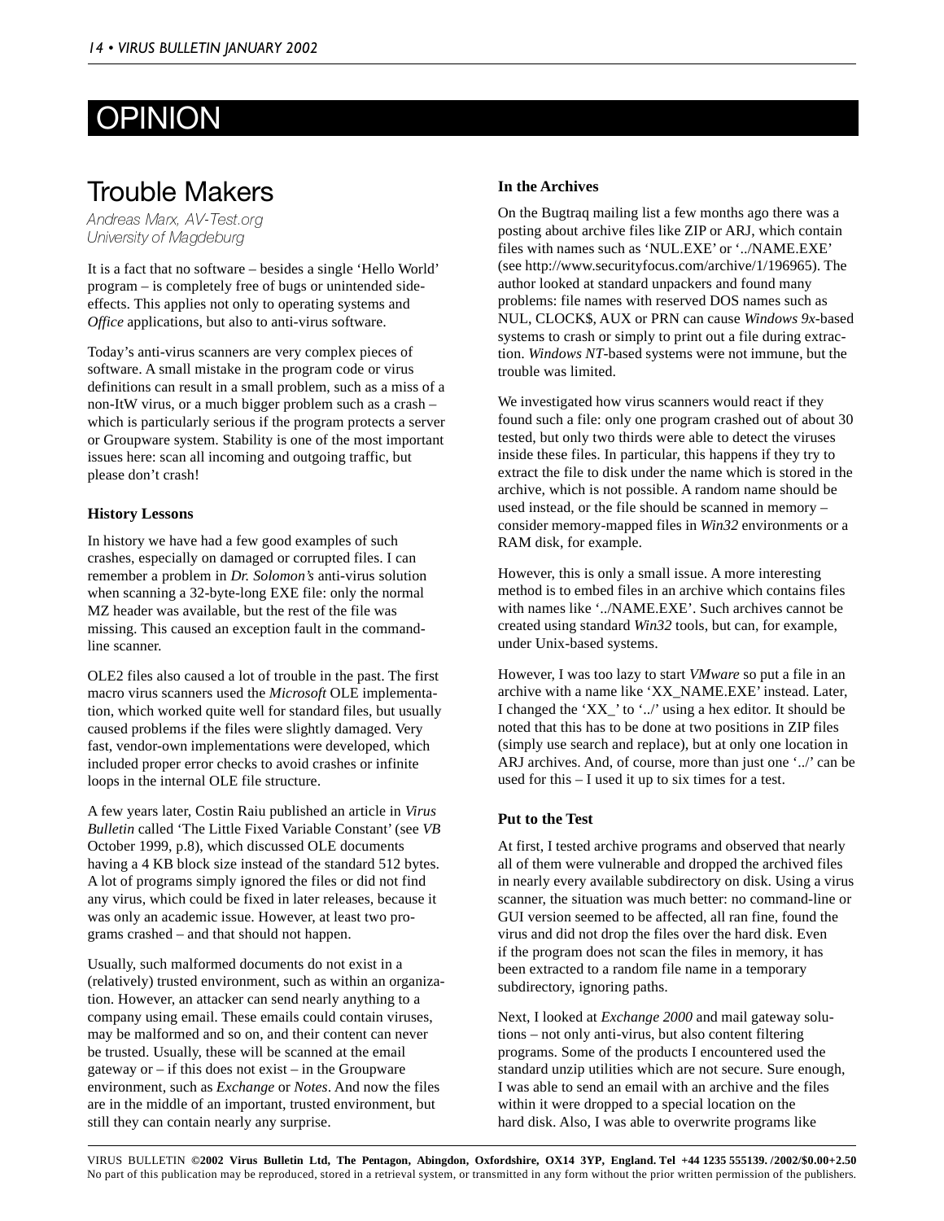# OPINION

## Trouble Makers

*Andreas Marx, AV-Test.org*
*University of Magdeburg*

It is a fact that no software – besides a single 'Hello World' program – is completely free of bugs or unintended side-effects. This applies not only to operating systems and *Office* applications, but also to anti-virus software.

Today's anti-virus scanners are very complex pieces of software. A small mistake in the program code or virus definitions can result in a small problem, such as a miss of a non-ItW virus, or a much bigger problem such as a crash – which is particularly serious if the program protects a server or Groupware system. Stability is one of the most important issues here: scan all incoming and outgoing traffic, but please don't crash!

### History Lessons

In history we have had a few good examples of such crashes, especially on damaged or corrupted files. I can remember a problem in *Dr. Solomon's* anti-virus solution when scanning a 32-byte-long EXE file: only the normal MZ header was available, but the rest of the file was missing. This caused an exception fault in the command-line scanner.

OLE2 files also caused a lot of trouble in the past. The first macro virus scanners used the *Microsoft* OLE implementation, which worked quite well for standard files, but usually caused problems if the files were slightly damaged. Very fast, vendor-own implementations were developed, which included proper error checks to avoid crashes or infinite loops in the internal OLE file structure.

A few years later, Costin Raiu published an article in *Virus Bulletin* called 'The Little Fixed Variable Constant' (see *VB* October 1999, p.8), which discussed OLE documents having a 4 KB block size instead of the standard 512 bytes. A lot of programs simply ignored the files or did not find any virus, which could be fixed in later releases, because it was only an academic issue. However, at least two programs crashed – and that should not happen.

Usually, such malformed documents do not exist in a (relatively) trusted environment, such as within an organization. However, an attacker can send nearly anything to a company using email. These emails could contain viruses, may be malformed and so on, and their content can never be trusted. Usually, these will be scanned at the email gateway or – if this does not exist – in the Groupware environment, such as *Exchange* or *Notes*. And now the files are in the middle of an important, trusted environment, but still they can contain nearly any surprise.

### In the Archives

On the Bugtraq mailing list a few months ago there was a posting about archive files like ZIP or ARJ, which contain files with names such as 'NUL.EXE' or '../NAME.EXE' (see http://www.securityfocus.com/archive/1/196965). The author looked at standard unpackers and found many problems: file names with reserved DOS names such as NUL, CLOCK$, AUX or PRN can cause *Windows 9x*-based systems to crash or simply to print out a file during extraction. *Windows NT*-based systems were not immune, but the trouble was limited.

We investigated how virus scanners would react if they found such a file: only one program crashed out of about 30 tested, but only two thirds were able to detect the viruses inside these files. In particular, this happens if they try to extract the file to disk under the name which is stored in the archive, which is not possible. A random name should be used instead, or the file should be scanned in memory – consider memory-mapped files in *Win32* environments or a RAM disk, for example.

However, this is only a small issue. A more interesting method is to embed files in an archive which contains files with names like '../NAME.EXE'. Such archives cannot be created using standard *Win32* tools, but can, for example, under Unix-based systems.

However, I was too lazy to start *VMware* so put a file in an archive with a name like 'XX_NAME.EXE' instead. Later, I changed the 'XX_' to '../' using a hex editor. It should be noted that this has to be done at two positions in ZIP files (simply use search and replace), but at only one location in ARJ archives. And, of course, more than just one '../' can be used for this – I used it up to six times for a test.

### Put to the Test

At first, I tested archive programs and observed that nearly all of them were vulnerable and dropped the archived files in nearly every available subdirectory on disk. Using a virus scanner, the situation was much better: no command-line or GUI version seemed to be affected, all ran fine, found the virus and did not drop the files over the hard disk. Even if the program does not scan the files in memory, it has been extracted to a random file name in a temporary subdirectory, ignoring paths.

Next, I looked at *Exchange 2000* and mail gateway solutions – not only anti-virus, but also content filtering programs. Some of the products I encountered used the standard unzip utilities which are not secure. Sure enough, I was able to send an email with an archive and the files within it were dropped to a special location on the hard disk. Also, I was able to overwrite programs like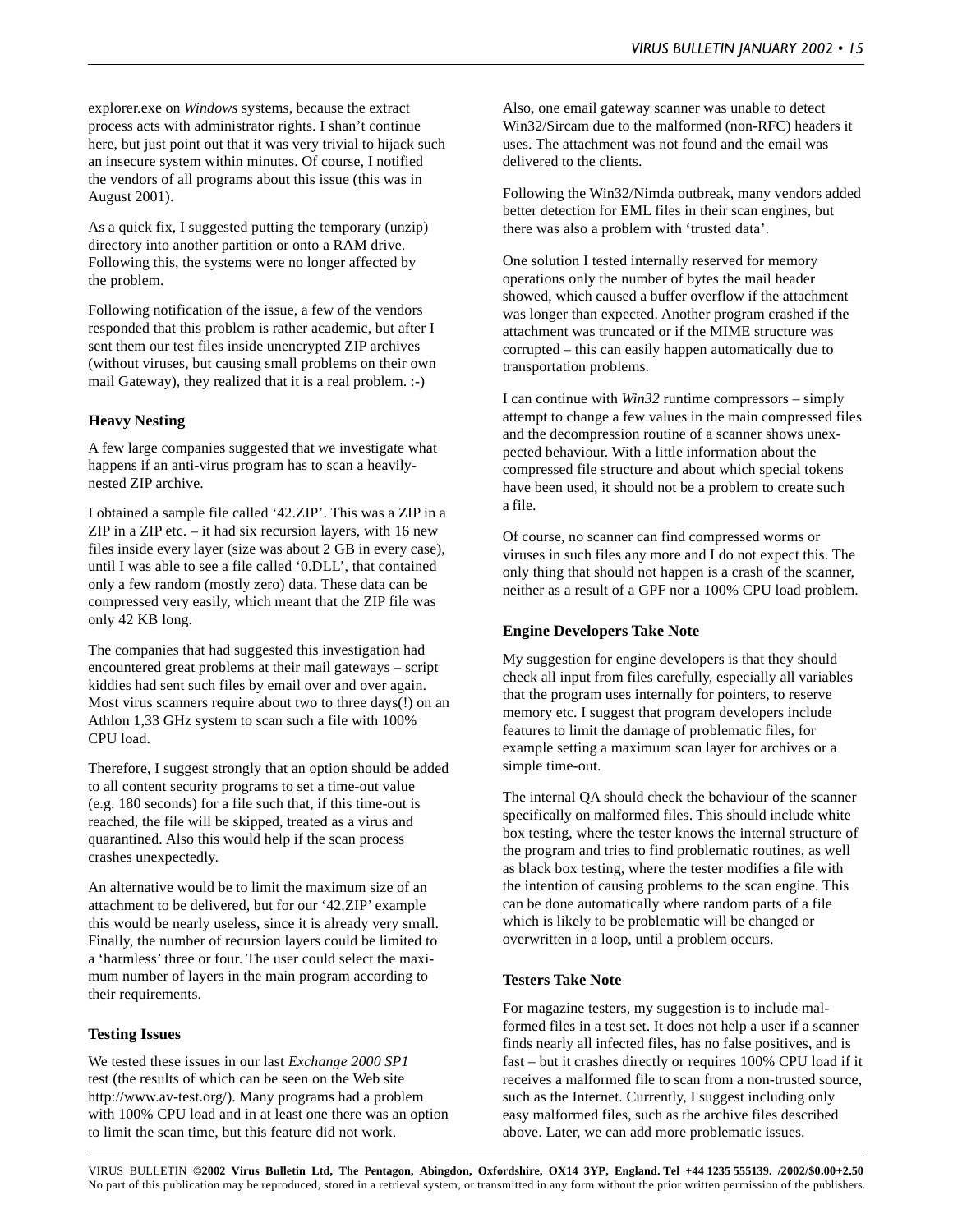explorer.exe on *Windows* systems, because the extract process acts with administrator rights. I shan't continue here, but just point out that it was very trivial to hijack such an insecure system within minutes. Of course, I notified the vendors of all programs about this issue (this was in August 2001).

As a quick fix, I suggested putting the temporary (unzip) directory into another partition or onto a RAM drive. Following this, the systems were no longer affected by the problem.

Following notification of the issue, a few of the vendors responded that this problem is rather academic, but after I sent them our test files inside unencrypted ZIP archives (without viruses, but causing small problems on their own mail Gateway), they realized that it is a real problem. :-)

### Heavy Nesting

A few large companies suggested that we investigate what happens if an anti-virus program has to scan a heavily-nested ZIP archive.

I obtained a sample file called '42.ZIP'. This was a ZIP in a ZIP in a ZIP etc. – it had six recursion layers, with 16 new files inside every layer (size was about 2 GB in every case), until I was able to see a file called '0.DLL', that contained only a few random (mostly zero) data. These data can be compressed very easily, which meant that the ZIP file was only 42 KB long.

The companies that had suggested this investigation had encountered great problems at their mail gateways – script kiddies had sent such files by email over and over again. Most virus scanners require about two to three days(!) on an Athlon 1,33 GHz system to scan such a file with 100% CPU load.

Therefore, I suggest strongly that an option should be added to all content security programs to set a time-out value (e.g. 180 seconds) for a file such that, if this time-out is reached, the file will be skipped, treated as a virus and quarantined. Also this would help if the scan process crashes unexpectedly.

An alternative would be to limit the maximum size of an attachment to be delivered, but for our '42.ZIP' example this would be nearly useless, since it is already very small. Finally, the number of recursion layers could be limited to a 'harmless' three or four. The user could select the maximum number of layers in the main program according to their requirements.

### Testing Issues

We tested these issues in our last *Exchange 2000 SP1* test (the results of which can be seen on the Web site http://www.av-test.org/). Many programs had a problem with 100% CPU load and in at least one there was an option to limit the scan time, but this feature did not work.

Also, one email gateway scanner was unable to detect Win32/Sircam due to the malformed (non-RFC) headers it uses. The attachment was not found and the email was delivered to the clients.

Following the Win32/Nimda outbreak, many vendors added better detection for EML files in their scan engines, but there was also a problem with 'trusted data'.

One solution I tested internally reserved for memory operations only the number of bytes the mail header showed, which caused a buffer overflow if the attachment was longer than expected. Another program crashed if the attachment was truncated or if the MIME structure was corrupted – this can easily happen automatically due to transportation problems.

I can continue with *Win32* runtime compressors – simply attempt to change a few values in the main compressed files and the decompression routine of a scanner shows unexpected behaviour. With a little information about the compressed file structure and about which special tokens have been used, it should not be a problem to create such a file.

Of course, no scanner can find compressed worms or viruses in such files any more and I do not expect this. The only thing that should not happen is a crash of the scanner, neither as a result of a GPF nor a 100% CPU load problem.

### Engine Developers Take Note

My suggestion for engine developers is that they should check all input from files carefully, especially all variables that the program uses internally for pointers, to reserve memory etc. I suggest that program developers include features to limit the damage of problematic files, for example setting a maximum scan layer for archives or a simple time-out.

The internal QA should check the behaviour of the scanner specifically on malformed files. This should include white box testing, where the tester knows the internal structure of the program and tries to find problematic routines, as well as black box testing, where the tester modifies a file with the intention of causing problems to the scan engine. This can be done automatically where random parts of a file which is likely to be problematic will be changed or overwritten in a loop, until a problem occurs.

### Testers Take Note

For magazine testers, my suggestion is to include malformed files in a test set. It does not help a user if a scanner finds nearly all infected files, has no false positives, and is fast – but it crashes directly or requires 100% CPU load if it receives a malformed file to scan from a non-trusted source, such as the Internet. Currently, I suggest including only easy malformed files, such as the archive files described above. Later, we can add more problematic issues.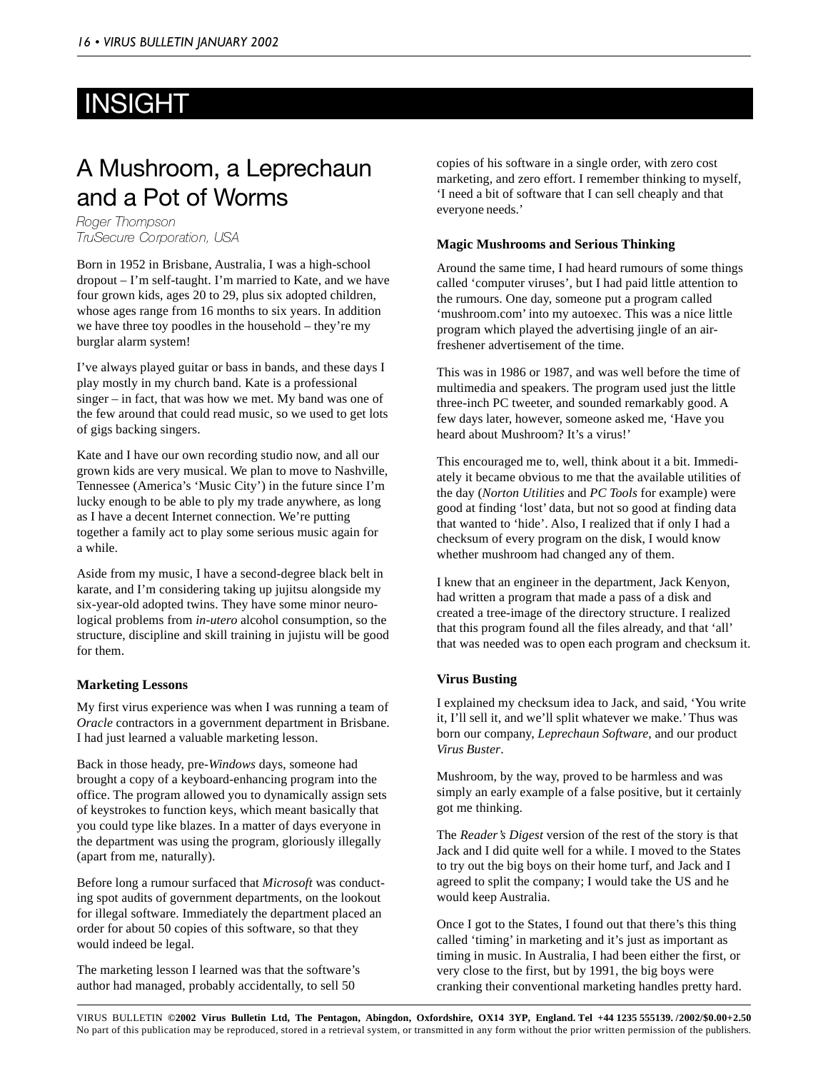# INSIGHT

## A Mushroom, a Leprechaun and a Pot of Worms

*Roger Thompson*
*TruSecure Corporation, USA*

Born in 1952 in Brisbane, Australia, I was a high-school dropout – I'm self-taught. I'm married to Kate, and we have four grown kids, ages 20 to 29, plus six adopted children, whose ages range from 16 months to six years. In addition we have three toy poodles in the household – they're my burglar alarm system!

I've always played guitar or bass in bands, and these days I play mostly in my church band. Kate is a professional singer – in fact, that was how we met. My band was one of the few around that could read music, so we used to get lots of gigs backing singers.

Kate and I have our own recording studio now, and all our grown kids are very musical. We plan to move to Nashville, Tennessee (America's 'Music City') in the future since I'm lucky enough to be able to ply my trade anywhere, as long as I have a decent Internet connection. We're putting together a family act to play some serious music again for a while.

Aside from my music, I have a second-degree black belt in karate, and I'm considering taking up jujitsu alongside my six-year-old adopted twins. They have some minor neurological problems from *in-utero* alcohol consumption, so the structure, discipline and skill training in jujistu will be good for them.

### Marketing Lessons

My first virus experience was when I was running a team of *Oracle* contractors in a government department in Brisbane. I had just learned a valuable marketing lesson.

Back in those heady, pre-*Windows* days, someone had brought a copy of a keyboard-enhancing program into the office. The program allowed you to dynamically assign sets of keystrokes to function keys, which meant basically that you could type like blazes. In a matter of days everyone in the department was using the program, gloriously illegally (apart from me, naturally).

Before long a rumour surfaced that *Microsoft* was conducting spot audits of government departments, on the lookout for illegal software. Immediately the department placed an order for about 50 copies of this software, so that they would indeed be legal.

The marketing lesson I learned was that the software's author had managed, probably accidentally, to sell 50 copies of his software in a single order, with zero cost marketing, and zero effort. I remember thinking to myself, 'I need a bit of software that I can sell cheaply and that everyone needs.'

### Magic Mushrooms and Serious Thinking

Around the same time, I had heard rumours of some things called 'computer viruses', but I had paid little attention to the rumours. One day, someone put a program called 'mushroom.com' into my autoexec. This was a nice little program which played the advertising jingle of an air-freshener advertisement of the time.

This was in 1986 or 1987, and was well before the time of multimedia and speakers. The program used just the little three-inch PC tweeter, and sounded remarkably good. A few days later, however, someone asked me, 'Have you heard about Mushroom? It's a virus!'

This encouraged me to, well, think about it a bit. Immediately it became obvious to me that the available utilities of the day (*Norton Utilities* and *PC Tools* for example) were good at finding 'lost' data, but not so good at finding data that wanted to 'hide'. Also, I realized that if only I had a checksum of every program on the disk, I would know whether mushroom had changed any of them.

I knew that an engineer in the department, Jack Kenyon, had written a program that made a pass of a disk and created a tree-image of the directory structure. I realized that this program found all the files already, and that 'all' that was needed was to open each program and checksum it.

### Virus Busting

I explained my checksum idea to Jack, and said, 'You write it, I'll sell it, and we'll split whatever we make.' Thus was born our company, *Leprechaun Software*, and our product *Virus Buster*.

Mushroom, by the way, proved to be harmless and was simply an early example of a false positive, but it certainly got me thinking.

The *Reader's Digest* version of the rest of the story is that Jack and I did quite well for a while. I moved to the States to try out the big boys on their home turf, and Jack and I agreed to split the company; I would take the US and he would keep Australia.

Once I got to the States, I found out that there's this thing called 'timing' in marketing and it's just as important as timing in music. In Australia, I had been either the first, or very close to the first, but by 1991, the big boys were cranking their conventional marketing handles pretty hard.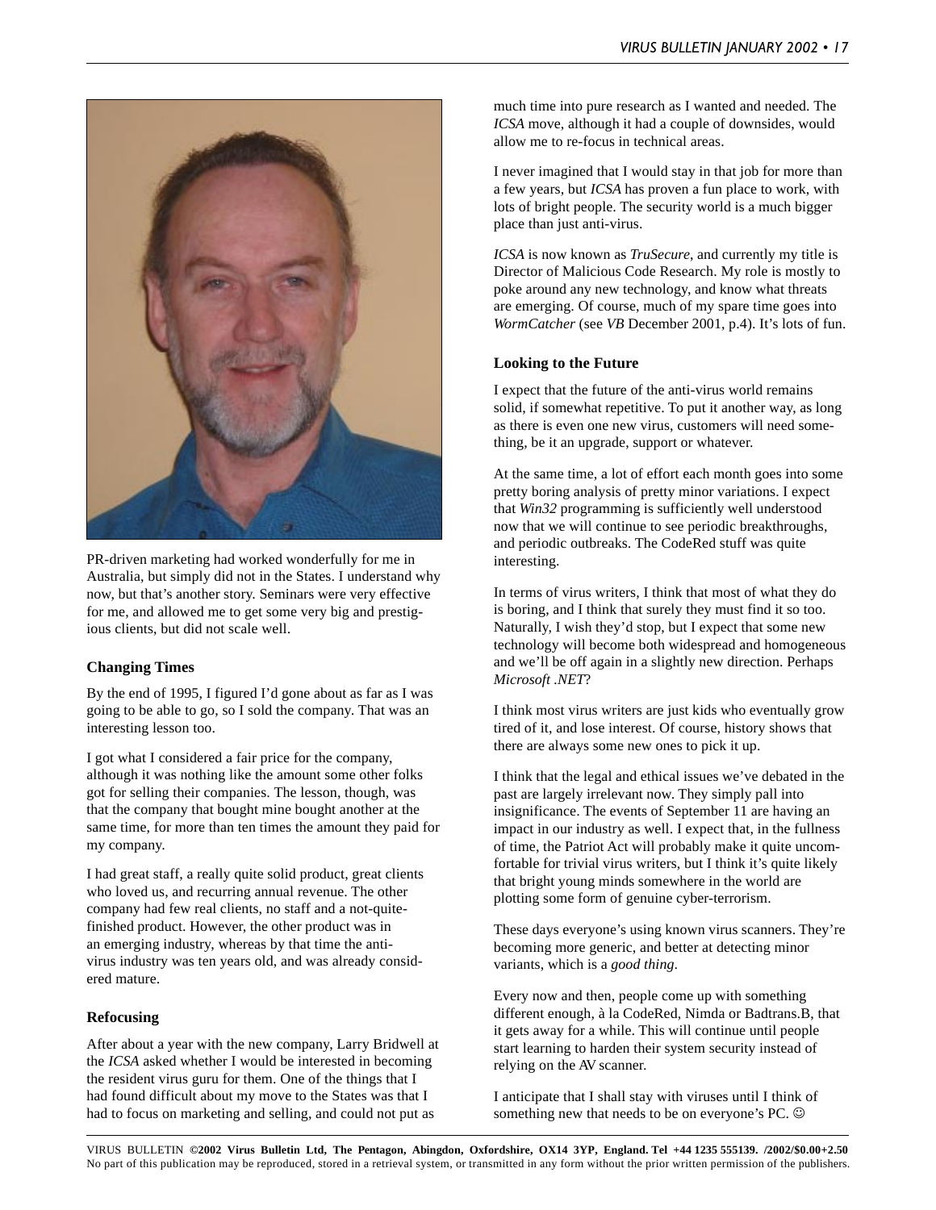PR-driven marketing had worked wonderfully for me in Australia, but simply did not in the States. I understand why now, but that's another story. Seminars were very effective for me, and allowed me to get some very big and prestigious clients, but did not scale well.

### Changing Times

By the end of 1995, I figured I'd gone about as far as I was going to be able to go, so I sold the company. That was an interesting lesson too.

I got what I considered a fair price for the company, although it was nothing like the amount some other folks got for selling their companies. The lesson, though, was that the company that bought mine bought another at the same time, for more than ten times the amount they paid for my company.

I had great staff, a really quite solid product, great clients who loved us, and recurring annual revenue. The other company had few real clients, no staff and a not-quite-finished product. However, the other product was in an emerging industry, whereas by that time the anti-virus industry was ten years old, and was already considered mature.

### Refocusing

After about a year with the new company, Larry Bridwell at the *ICSA* asked whether I would be interested in becoming the resident virus guru for them. One of the things that I had found difficult about my move to the States was that I had to focus on marketing and selling, and could not put as much time into pure research as I wanted and needed. The *ICSA* move, although it had a couple of downsides, would allow me to re-focus in technical areas.

I never imagined that I would stay in that job for more than a few years, but *ICSA* has proven a fun place to work, with lots of bright people. The security world is a much bigger place than just anti-virus.

*ICSA* is now known as *TruSecure*, and currently my title is Director of Malicious Code Research. My role is mostly to poke around any new technology, and know what threats are emerging. Of course, much of my spare time goes into *WormCatcher* (see *VB* December 2001, p.4). It's lots of fun.

### Looking to the Future

I expect that the future of the anti-virus world remains solid, if somewhat repetitive. To put it another way, as long as there is even one new virus, customers will need something, be it an upgrade, support or whatever.

At the same time, a lot of effort each month goes into some pretty boring analysis of pretty minor variations. I expect that *Win32* programming is sufficiently well understood now that we will continue to see periodic breakthroughs, and periodic outbreaks. The CodeRed stuff was quite interesting.

In terms of virus writers, I think that most of what they do is boring, and I think that surely they must find it so too. Naturally, I wish they'd stop, but I expect that some new technology will become both widespread and homogeneous and we'll be off again in a slightly new direction. Perhaps *Microsoft .NET*?

I think most virus writers are just kids who eventually grow tired of it, and lose interest. Of course, history shows that there are always some new ones to pick it up.

I think that the legal and ethical issues we've debated in the past are largely irrelevant now. They simply pall into insignificance. The events of September 11 are having an impact in our industry as well. I expect that, in the fullness of time, the Patriot Act will probably make it quite uncomfortable for trivial virus writers, but I think it's quite likely that bright young minds somewhere in the world are plotting some form of genuine cyber-terrorism.

These days everyone's using known virus scanners. They're becoming more generic, and better at detecting minor variants, which is a *good thing*.

Every now and then, people come up with something different enough, à la CodeRed, Nimda or Badtrans.B, that it gets away for a while. This will continue until people start learning to harden their system security instead of relying on the AV scanner.

I anticipate that I shall stay with viruses until I think of something new that needs to be on everyone's PC. ☺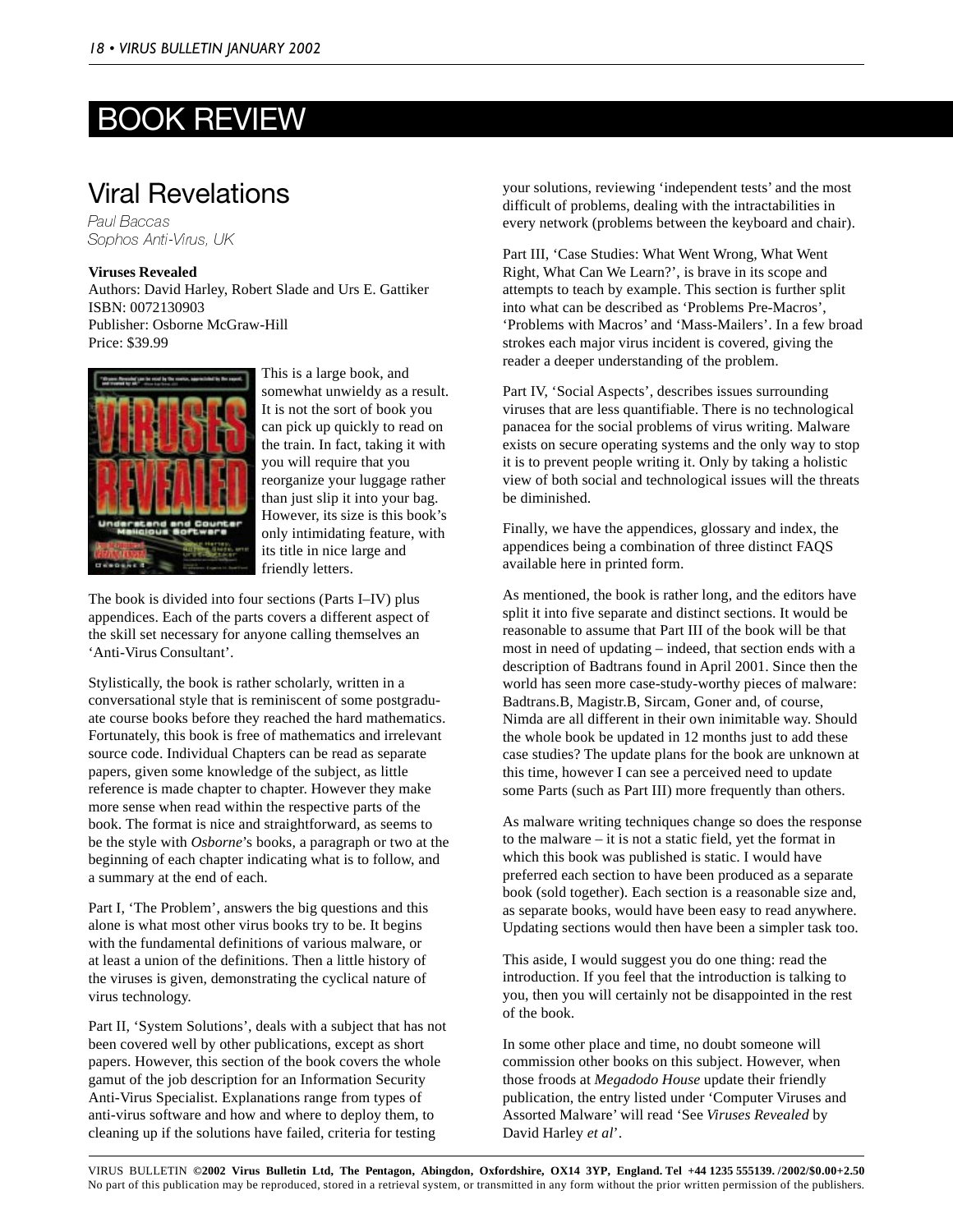# BOOK REVIEW

## Viral Revelations

*Paul Baccas*
*Sophos Anti-Virus, UK*

**Viruses Revealed**
Authors: David Harley, Robert Slade and Urs E. Gattiker
ISBN: 0072130903
Publisher: Osborne McGraw-Hill
Price: $39.99

This is a large book, and somewhat unwieldy as a result. It is not the sort of book you can pick up quickly to read on the train. In fact, taking it with you will require that you reorganize your luggage rather than just slip it into your bag. However, its size is this book's only intimidating feature, with its title in nice large and friendly letters.

The book is divided into four sections (Parts I–IV) plus appendices. Each of the parts covers a different aspect of the skill set necessary for anyone calling themselves an 'Anti-Virus Consultant'.

Stylistically, the book is rather scholarly, written in a conversational style that is reminiscent of some postgraduate course books before they reached the hard mathematics. Fortunately, this book is free of mathematics and irrelevant source code. Individual Chapters can be read as separate papers, given some knowledge of the subject, as little reference is made chapter to chapter. However they make more sense when read within the respective parts of the book. The format is nice and straightforward, as seems to be the style with *Osborne*'s books, a paragraph or two at the beginning of each chapter indicating what is to follow, and a summary at the end of each.

Part I, 'The Problem', answers the big questions and this alone is what most other virus books try to be. It begins with the fundamental definitions of various malware, or at least a union of the definitions. Then a little history of the viruses is given, demonstrating the cyclical nature of virus technology.

Part II, 'System Solutions', deals with a subject that has not been covered well by other publications, except as short papers. However, this section of the book covers the whole gamut of the job description for an Information Security Anti-Virus Specialist. Explanations range from types of anti-virus software and how and where to deploy them, to cleaning up if the solutions have failed, criteria for testing your solutions, reviewing 'independent tests' and the most difficult of problems, dealing with the intractabilities in every network (problems between the keyboard and chair).

Part III, 'Case Studies: What Went Wrong, What Went Right, What Can We Learn?', is brave in its scope and attempts to teach by example. This section is further split into what can be described as 'Problems Pre-Macros', 'Problems with Macros' and 'Mass-Mailers'. In a few broad strokes each major virus incident is covered, giving the reader a deeper understanding of the problem.

Part IV, 'Social Aspects', describes issues surrounding viruses that are less quantifiable. There is no technological panacea for the social problems of virus writing. Malware exists on secure operating systems and the only way to stop it is to prevent people writing it. Only by taking a holistic view of both social and technological issues will the threats be diminished.

Finally, we have the appendices, glossary and index, the appendices being a combination of three distinct FAQS available here in printed form.

As mentioned, the book is rather long, and the editors have split it into five separate and distinct sections. It would be reasonable to assume that Part III of the book will be that most in need of updating – indeed, that section ends with a description of Badtrans found in April 2001. Since then the world has seen more case-study-worthy pieces of malware: Badtrans.B, Magistr.B, Sircam, Goner and, of course, Nimda are all different in their own inimitable way. Should the whole book be updated in 12 months just to add these case studies? The update plans for the book are unknown at this time, however I can see a perceived need to update some Parts (such as Part III) more frequently than others.

As malware writing techniques change so does the response to the malware – it is not a static field, yet the format in which this book was published is static. I would have preferred each section to have been produced as a separate book (sold together). Each section is a reasonable size and, as separate books, would have been easy to read anywhere. Updating sections would then have been a simpler task too.

This aside, I would suggest you do one thing: read the introduction. If you feel that the introduction is talking to you, then you will certainly not be disappointed in the rest of the book.

In some other place and time, no doubt someone will commission other books on this subject. However, when those froods at *Megadodo House* update their friendly publication, the entry listed under 'Computer Viruses and Assorted Malware' will read 'See *Viruses Revealed* by David Harley *et al*'.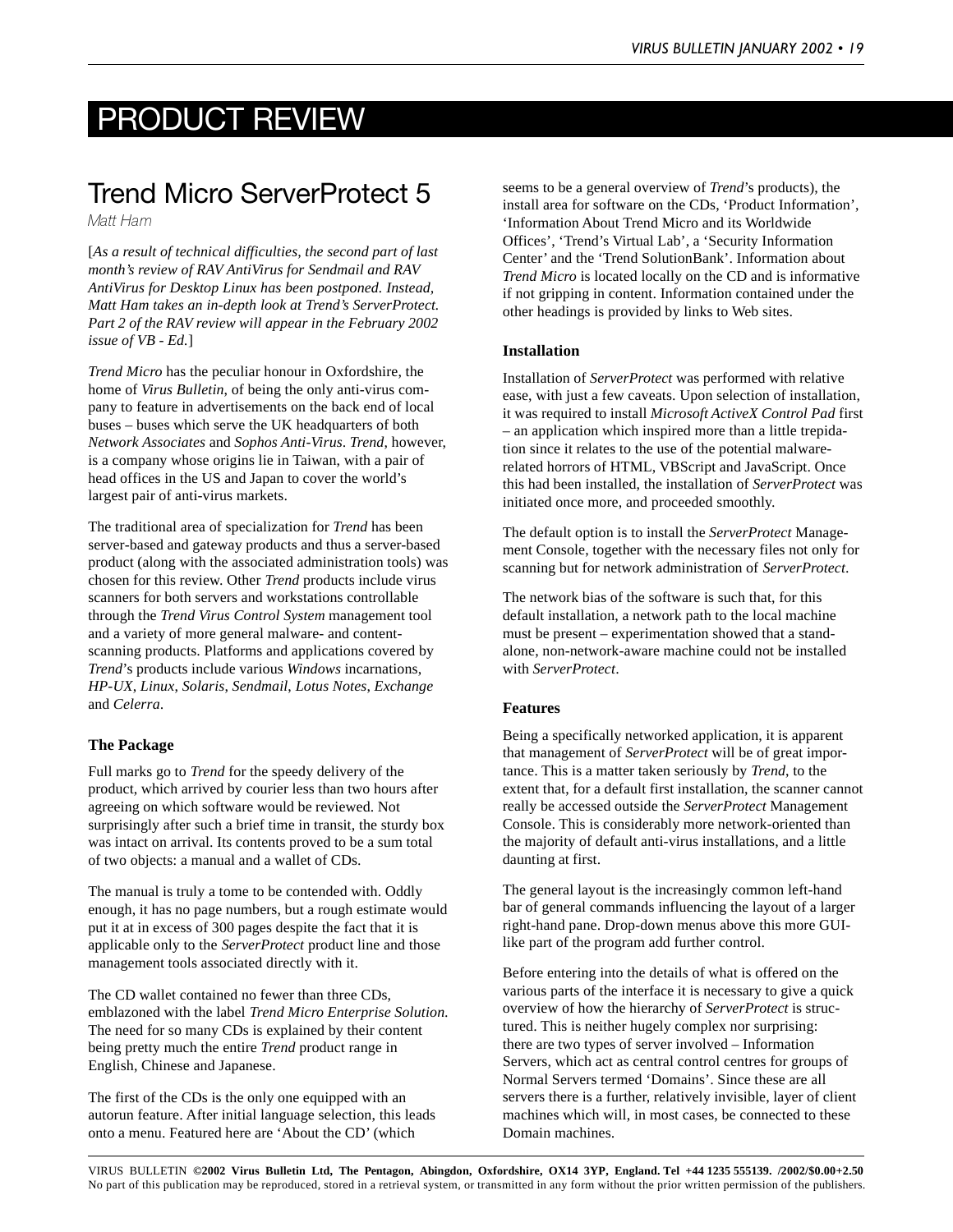# PRODUCT REVIEW

## Trend Micro ServerProtect 5

*Matt Ham*

[*As a result of technical difficulties, the second part of last month's review of RAV AntiVirus for Sendmail and RAV AntiVirus for Desktop Linux has been postponed. Instead, Matt Ham takes an in-depth look at Trend's ServerProtect. Part 2 of the RAV review will appear in the February 2002 issue of VB - Ed.*]

*Trend Micro* has the peculiar honour in Oxfordshire, the home of *Virus Bulletin*, of being the only anti-virus company to feature in advertisements on the back end of local buses – buses which serve the UK headquarters of both *Network Associates* and *Sophos Anti-Virus*. *Trend*, however, is a company whose origins lie in Taiwan, with a pair of head offices in the US and Japan to cover the world's largest pair of anti-virus markets.

The traditional area of specialization for *Trend* has been server-based and gateway products and thus a server-based product (along with the associated administration tools) was chosen for this review. Other *Trend* products include virus scanners for both servers and workstations controllable through the *Trend Virus Control System* management tool and a variety of more general malware- and content-scanning products. Platforms and applications covered by *Trend*'s products include various *Windows* incarnations, *HP-UX*, *Linux*, *Solaris*, *Sendmail*, *Lotus Notes*, *Exchange* and *Celerra*.

### The Package

Full marks go to *Trend* for the speedy delivery of the product, which arrived by courier less than two hours after agreeing on which software would be reviewed. Not surprisingly after such a brief time in transit, the sturdy box was intact on arrival. Its contents proved to be a sum total of two objects: a manual and a wallet of CDs.

The manual is truly a tome to be contended with. Oddly enough, it has no page numbers, but a rough estimate would put it at in excess of 300 pages despite the fact that it is applicable only to the *ServerProtect* product line and those management tools associated directly with it.

The CD wallet contained no fewer than three CDs, emblazoned with the label *Trend Micro Enterprise Solution*. The need for so many CDs is explained by their content being pretty much the entire *Trend* product range in English, Chinese and Japanese.

The first of the CDs is the only one equipped with an autorun feature. After initial language selection, this leads onto a menu. Featured here are 'About the CD' (which seems to be a general overview of *Trend*'s products), the install area for software on the CDs, 'Product Information', 'Information About Trend Micro and its Worldwide Offices', 'Trend's Virtual Lab', a 'Security Information Center' and the 'Trend SolutionBank'. Information about *Trend Micro* is located locally on the CD and is informative if not gripping in content. Information contained under the other headings is provided by links to Web sites.

### Installation

Installation of *ServerProtect* was performed with relative ease, with just a few caveats. Upon selection of installation, it was required to install *Microsoft ActiveX Control Pad* first – an application which inspired more than a little trepidation since it relates to the use of the potential malware-related horrors of HTML, VBScript and JavaScript. Once this had been installed, the installation of *ServerProtect* was initiated once more, and proceeded smoothly.

The default option is to install the *ServerProtect* Management Console, together with the necessary files not only for scanning but for network administration of *ServerProtect*.

The network bias of the software is such that, for this default installation, a network path to the local machine must be present – experimentation showed that a stand-alone, non-network-aware machine could not be installed with *ServerProtect*.

### Features

Being a specifically networked application, it is apparent that management of *ServerProtect* will be of great importance. This is a matter taken seriously by *Trend*, to the extent that, for a default first installation, the scanner cannot really be accessed outside the *ServerProtect* Management Console. This is considerably more network-oriented than the majority of default anti-virus installations, and a little daunting at first.

The general layout is the increasingly common left-hand bar of general commands influencing the layout of a larger right-hand pane. Drop-down menus above this more GUI-like part of the program add further control.

Before entering into the details of what is offered on the various parts of the interface it is necessary to give a quick overview of how the hierarchy of *ServerProtect* is structured. This is neither hugely complex nor surprising: there are two types of server involved – Information Servers, which act as central control centres for groups of Normal Servers termed 'Domains'. Since these are all servers there is a further, relatively invisible, layer of client machines which will, in most cases, be connected to these Domain machines.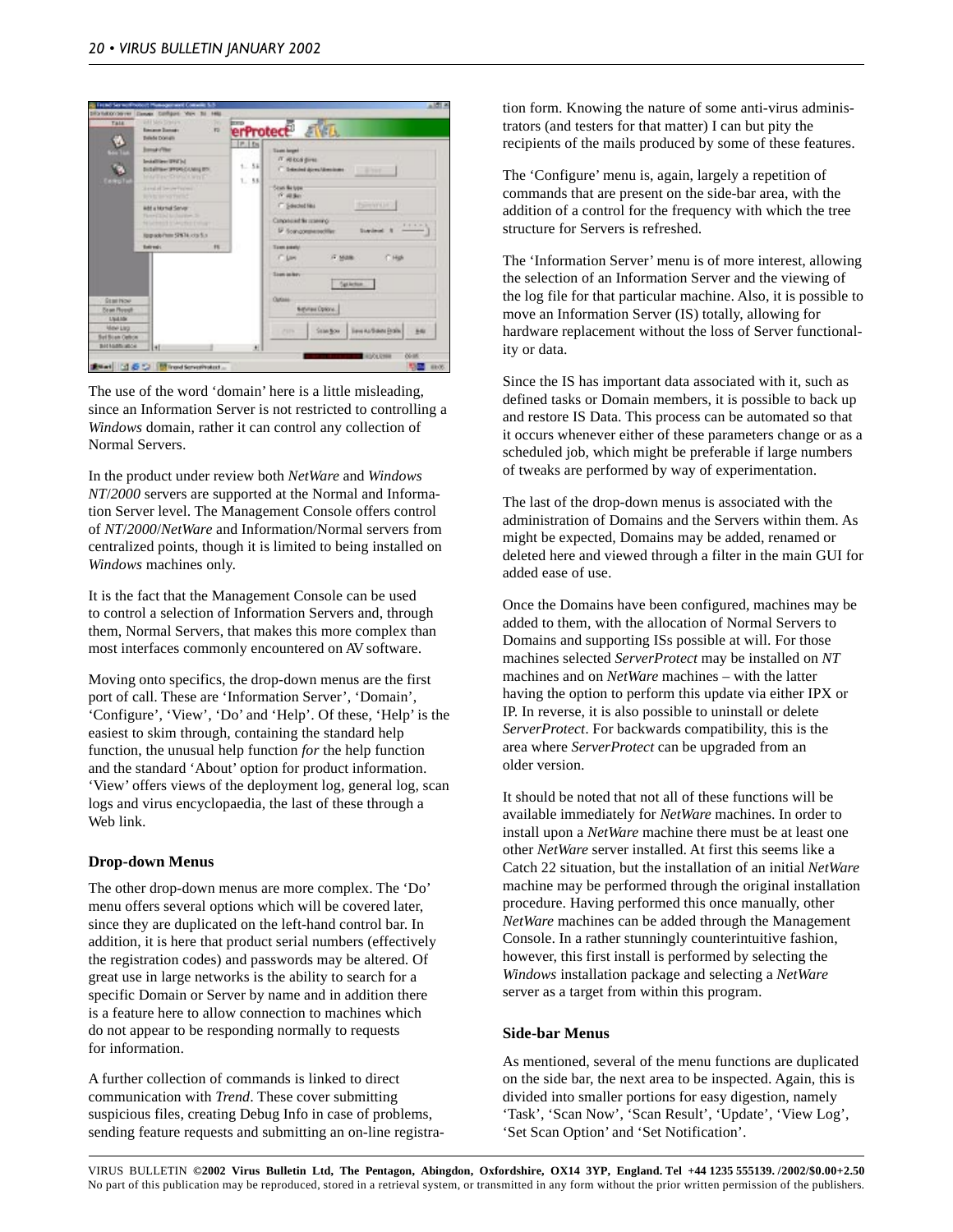The use of the word 'domain' here is a little misleading, since an Information Server is not restricted to controlling a *Windows* domain, rather it can control any collection of Normal Servers.

In the product under review both *NetWare* and *Windows NT*/*2000* servers are supported at the Normal and Information Server level. The Management Console offers control of *NT*/*2000*/*NetWare* and Information/Normal servers from centralized points, though it is limited to being installed on *Windows* machines only.

It is the fact that the Management Console can be used to control a selection of Information Servers and, through them, Normal Servers, that makes this more complex than most interfaces commonly encountered on AV software.

Moving onto specifics, the drop-down menus are the first port of call. These are 'Information Server', 'Domain', 'Configure', 'View', 'Do' and 'Help'. Of these, 'Help' is the easiest to skim through, containing the standard help function, the unusual help function *for* the help function and the standard 'About' option for product information. 'View' offers views of the deployment log, general log, scan logs and virus encyclopaedia, the last of these through a Web link.

### Drop-down Menus

The other drop-down menus are more complex. The 'Do' menu offers several options which will be covered later, since they are duplicated on the left-hand control bar. In addition, it is here that product serial numbers (effectively the registration codes) and passwords may be altered. Of great use in large networks is the ability to search for a specific Domain or Server by name and in addition there is a feature here to allow connection to machines which do not appear to be responding normally to requests for information.

A further collection of commands is linked to direct communication with *Trend*. These cover submitting suspicious files, creating Debug Info in case of problems, sending feature requests and submitting an on-line registration form. Knowing the nature of some anti-virus administrators (and testers for that matter) I can but pity the recipients of the mails produced by some of these features.

The 'Configure' menu is, again, largely a repetition of commands that are present on the side-bar area, with the addition of a control for the frequency with which the tree structure for Servers is refreshed.

The 'Information Server' menu is of more interest, allowing the selection of an Information Server and the viewing of the log file for that particular machine. Also, it is possible to move an Information Server (IS) totally, allowing for hardware replacement without the loss of Server functionality or data.

Since the IS has important data associated with it, such as defined tasks or Domain members, it is possible to back up and restore IS Data. This process can be automated so that it occurs whenever either of these parameters change or as a scheduled job, which might be preferable if large numbers of tweaks are performed by way of experimentation.

The last of the drop-down menus is associated with the administration of Domains and the Servers within them. As might be expected, Domains may be added, renamed or deleted here and viewed through a filter in the main GUI for added ease of use.

Once the Domains have been configured, machines may be added to them, with the allocation of Normal Servers to Domains and supporting ISs possible at will. For those machines selected *ServerProtect* may be installed on *NT* machines and on *NetWare* machines – with the latter having the option to perform this update via either IPX or IP. In reverse, it is also possible to uninstall or delete *ServerProtect*. For backwards compatibility, this is the area where *ServerProtect* can be upgraded from an older version.

It should be noted that not all of these functions will be available immediately for *NetWare* machines. In order to install upon a *NetWare* machine there must be at least one other *NetWare* server installed. At first this seems like a Catch 22 situation, but the installation of an initial *NetWare* machine may be performed through the original installation procedure. Having performed this once manually, other *NetWare* machines can be added through the Management Console. In a rather stunningly counterintuitive fashion, however, this first install is performed by selecting the *Windows* installation package and selecting a *NetWare* server as a target from within this program.

### Side-bar Menus

As mentioned, several of the menu functions are duplicated on the side bar, the next area to be inspected. Again, this is divided into smaller portions for easy digestion, namely 'Task', 'Scan Now', 'Scan Result', 'Update', 'View Log', 'Set Scan Option' and 'Set Notification'.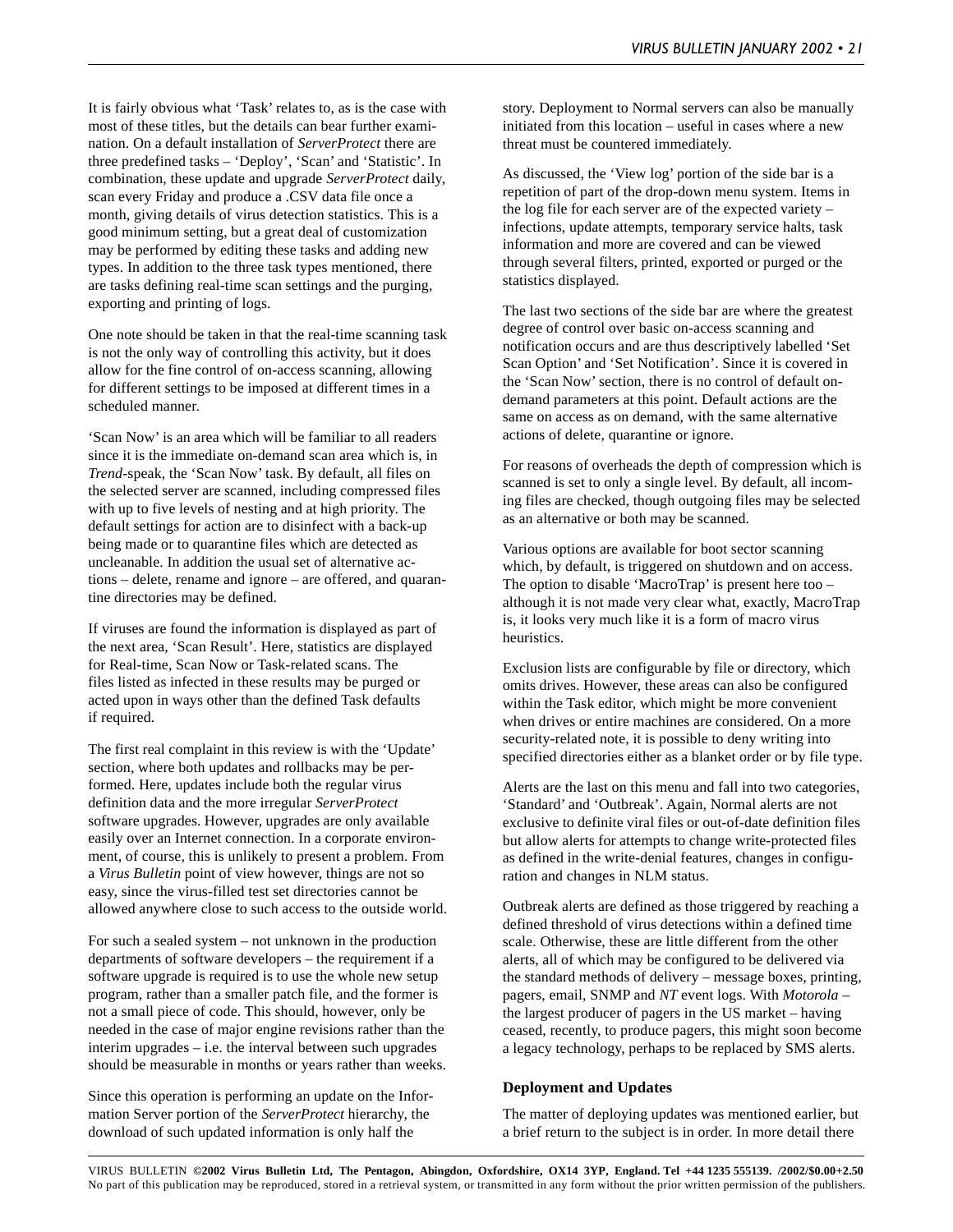It is fairly obvious what 'Task' relates to, as is the case with most of these titles, but the details can bear further examination. On a default installation of *ServerProtect* there are three predefined tasks – 'Deploy', 'Scan' and 'Statistic'. In combination, these update and upgrade *ServerProtect* daily, scan every Friday and produce a .CSV data file once a month, giving details of virus detection statistics. This is a good minimum setting, but a great deal of customization may be performed by editing these tasks and adding new types. In addition to the three task types mentioned, there are tasks defining real-time scan settings and the purging, exporting and printing of logs.

One note should be taken in that the real-time scanning task is not the only way of controlling this activity, but it does allow for the fine control of on-access scanning, allowing for different settings to be imposed at different times in a scheduled manner.

'Scan Now' is an area which will be familiar to all readers since it is the immediate on-demand scan area which is, in *Trend*-speak, the 'Scan Now' task. By default, all files on the selected server are scanned, including compressed files with up to five levels of nesting and at high priority. The default settings for action are to disinfect with a back-up being made or to quarantine files which are detected as uncleanable. In addition the usual set of alternative actions – delete, rename and ignore – are offered, and quarantine directories may be defined.

If viruses are found the information is displayed as part of the next area, 'Scan Result'. Here, statistics are displayed for Real-time, Scan Now or Task-related scans. The files listed as infected in these results may be purged or acted upon in ways other than the defined Task defaults if required.

The first real complaint in this review is with the 'Update' section, where both updates and rollbacks may be performed. Here, updates include both the regular virus definition data and the more irregular *ServerProtect* software upgrades. However, upgrades are only available easily over an Internet connection. In a corporate environment, of course, this is unlikely to present a problem. From a *Virus Bulletin* point of view however, things are not so easy, since the virus-filled test set directories cannot be allowed anywhere close to such access to the outside world.

For such a sealed system – not unknown in the production departments of software developers – the requirement if a software upgrade is required is to use the whole new setup program, rather than a smaller patch file, and the former is not a small piece of code. This should, however, only be needed in the case of major engine revisions rather than the interim upgrades – i.e. the interval between such upgrades should be measurable in months or years rather than weeks.

Since this operation is performing an update on the Information Server portion of the *ServerProtect* hierarchy, the download of such updated information is only half the story. Deployment to Normal servers can also be manually initiated from this location – useful in cases where a new threat must be countered immediately.

As discussed, the 'View log' portion of the side bar is a repetition of part of the drop-down menu system. Items in the log file for each server are of the expected variety – infections, update attempts, temporary service halts, task information and more are covered and can be viewed through several filters, printed, exported or purged or the statistics displayed.

The last two sections of the side bar are where the greatest degree of control over basic on-access scanning and notification occurs and are thus descriptively labelled 'Set Scan Option' and 'Set Notification'. Since it is covered in the 'Scan Now' section, there is no control of default on-demand parameters at this point. Default actions are the same on access as on demand, with the same alternative actions of delete, quarantine or ignore.

For reasons of overheads the depth of compression which is scanned is set to only a single level. By default, all incoming files are checked, though outgoing files may be selected as an alternative or both may be scanned.

Various options are available for boot sector scanning which, by default, is triggered on shutdown and on access. The option to disable 'MacroTrap' is present here too – although it is not made very clear what, exactly, MacroTrap is, it looks very much like it is a form of macro virus heuristics.

Exclusion lists are configurable by file or directory, which omits drives. However, these areas can also be configured within the Task editor, which might be more convenient when drives or entire machines are considered. On a more security-related note, it is possible to deny writing into specified directories either as a blanket order or by file type.

Alerts are the last on this menu and fall into two categories, 'Standard' and 'Outbreak'. Again, Normal alerts are not exclusive to definite viral files or out-of-date definition files but allow alerts for attempts to change write-protected files as defined in the write-denial features, changes in configuration and changes in NLM status.

Outbreak alerts are defined as those triggered by reaching a defined threshold of virus detections within a defined time scale. Otherwise, these are little different from the other alerts, all of which may be configured to be delivered via the standard methods of delivery – message boxes, printing, pagers, email, SNMP and *NT* event logs. With *Motorola* – the largest producer of pagers in the US market – having ceased, recently, to produce pagers, this might soon become a legacy technology, perhaps to be replaced by SMS alerts.

### Deployment and Updates

The matter of deploying updates was mentioned earlier, but a brief return to the subject is in order. In more detail there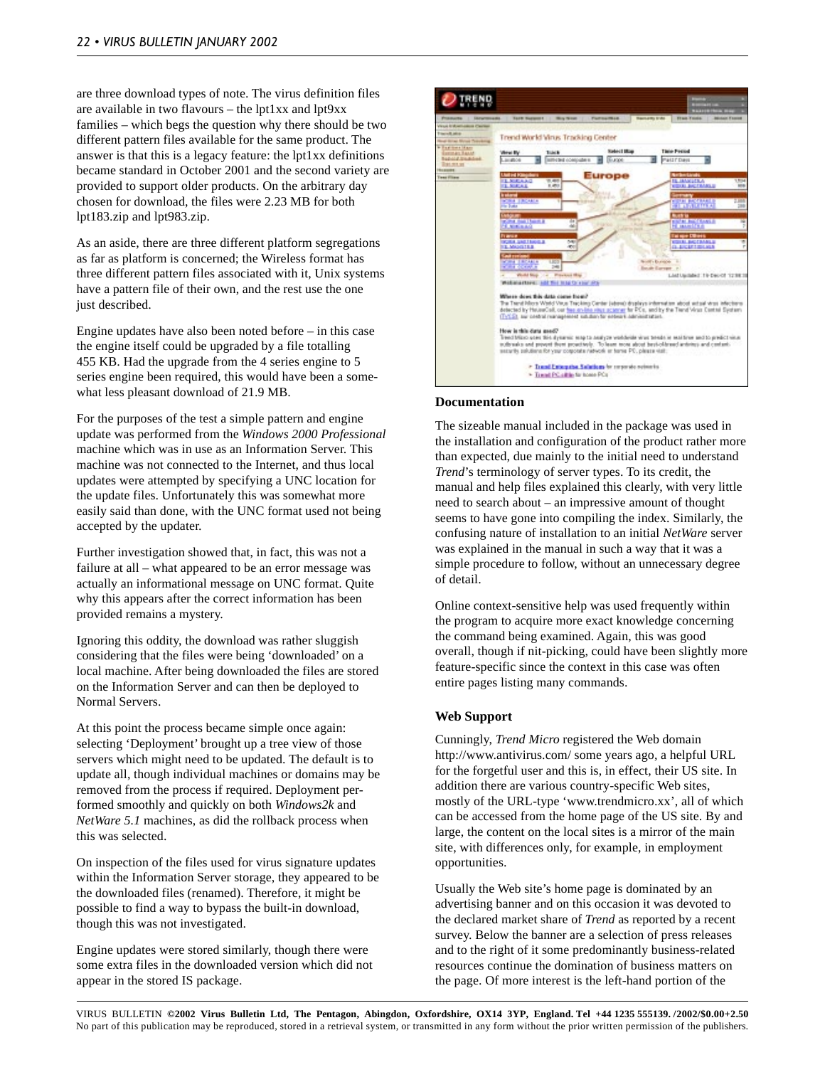are three download types of note. The virus definition files are available in two flavours – the lpt1xx and lpt9xx families – which begs the question why there should be two different pattern files available for the same product. The answer is that this is a legacy feature: the lpt1xx definitions became standard in October 2001 and the second variety are provided to support older products. On the arbitrary day chosen for download, the files were 2.23 MB for both lpt183.zip and lpt983.zip.

As an aside, there are three different platform segregations as far as platform is concerned; the Wireless format has three different pattern files associated with it, Unix systems have a pattern file of their own, and the rest use the one just described.

Engine updates have also been noted before – in this case the engine itself could be upgraded by a file totalling 455 KB. Had the upgrade from the 4 series engine to 5 series engine been required, this would have been a somewhat less pleasant download of 21.9 MB.

For the purposes of the test a simple pattern and engine update was performed from the *Windows 2000 Professional* machine which was in use as an Information Server. This machine was not connected to the Internet, and thus local updates were attempted by specifying a UNC location for the update files. Unfortunately this was somewhat more easily said than done, with the UNC format used not being accepted by the updater.

Further investigation showed that, in fact, this was not a failure at all – what appeared to be an error message was actually an informational message on UNC format. Quite why this appears after the correct information has been provided remains a mystery.

Ignoring this oddity, the download was rather sluggish considering that the files were being 'downloaded' on a local machine. After being downloaded the files are stored on the Information Server and can then be deployed to Normal Servers.

At this point the process became simple once again: selecting 'Deployment' brought up a tree view of those servers which might need to be updated. The default is to update all, though individual machines or domains may be removed from the process if required. Deployment performed smoothly and quickly on both *Windows2k* and *NetWare 5.1* machines, as did the rollback process when this was selected.

On inspection of the files used for virus signature updates within the Information Server storage, they appeared to be the downloaded files (renamed). Therefore, it might be possible to find a way to bypass the built-in download, though this was not investigated.

Engine updates were stored similarly, though there were some extra files in the downloaded version which did not appear in the stored IS package.

### Documentation

The sizeable manual included in the package was used in the installation and configuration of the product rather more than expected, due mainly to the initial need to understand *Trend*'s terminology of server types. To its credit, the manual and help files explained this clearly, with very little need to search about – an impressive amount of thought seems to have gone into compiling the index. Similarly, the confusing nature of installation to an initial *NetWare* server was explained in the manual in such a way that it was a simple procedure to follow, without an unnecessary degree of detail.

Online context-sensitive help was used frequently within the program to acquire more exact knowledge concerning the command being examined. Again, this was good overall, though if nit-picking, could have been slightly more feature-specific since the context in this case was often entire pages listing many commands.

### Web Support

Cunningly, *Trend Micro* registered the Web domain http://www.antivirus.com/ some years ago, a helpful URL for the forgetful user and this is, in effect, their US site. In addition there are various country-specific Web sites, mostly of the URL-type 'www.trendmicro.xx', all of which can be accessed from the home page of the US site. By and large, the content on the local sites is a mirror of the main site, with differences only, for example, in employment opportunities.

Usually the Web site's home page is dominated by an advertising banner and on this occasion it was devoted to the declared market share of *Trend* as reported by a recent survey. Below the banner are a selection of press releases and to the right of it some predominantly business-related resources continue the domination of business matters on the page. Of more interest is the left-hand portion of the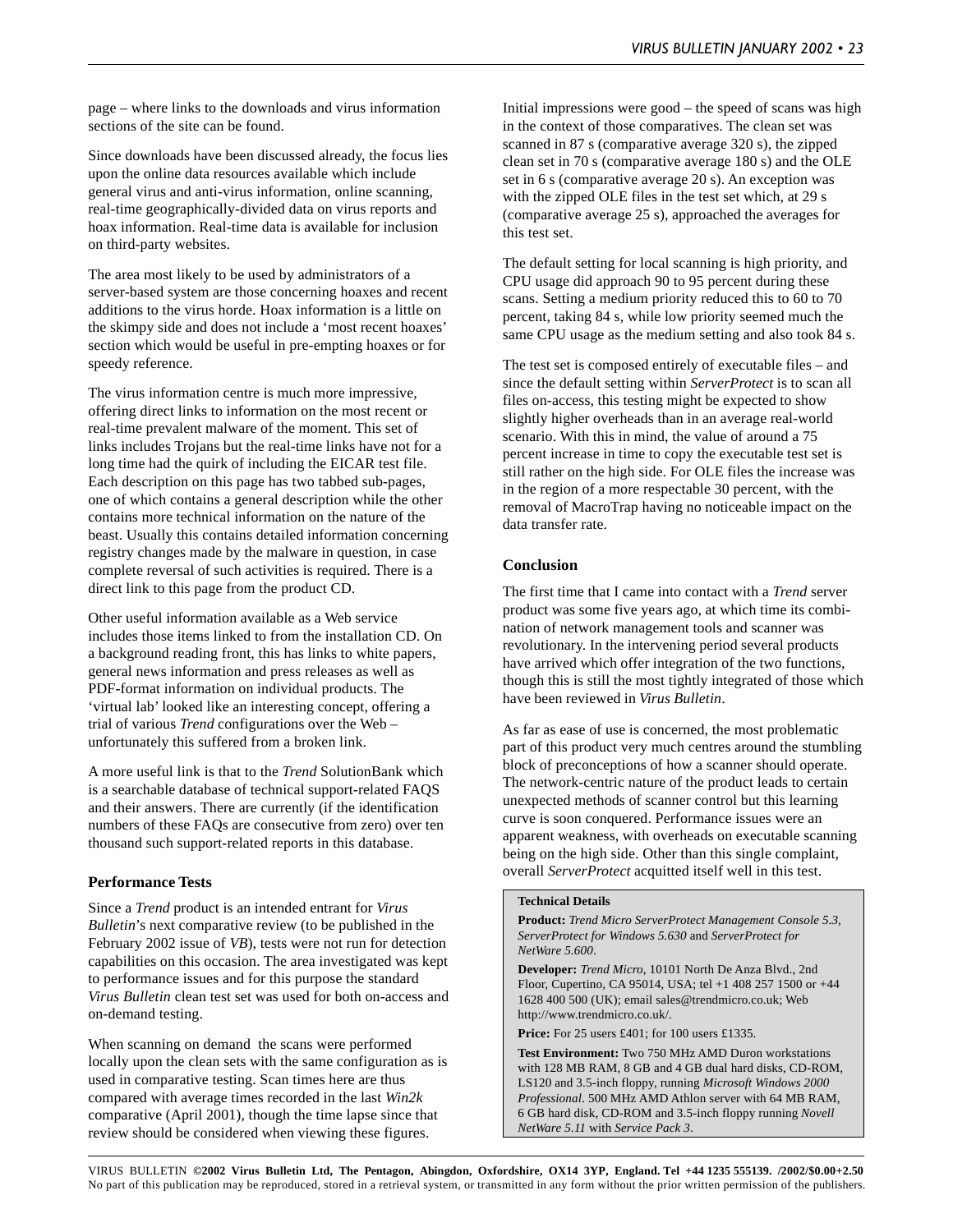page – where links to the downloads and virus information sections of the site can be found.

Since downloads have been discussed already, the focus lies upon the online data resources available which include general virus and anti-virus information, online scanning, real-time geographically-divided data on virus reports and hoax information. Real-time data is available for inclusion on third-party websites.

The area most likely to be used by administrators of a server-based system are those concerning hoaxes and recent additions to the virus horde. Hoax information is a little on the skimpy side and does not include a 'most recent hoaxes' section which would be useful in pre-empting hoaxes or for speedy reference.

The virus information centre is much more impressive, offering direct links to information on the most recent or real-time prevalent malware of the moment. This set of links includes Trojans but the real-time links have not for a long time had the quirk of including the EICAR test file. Each description on this page has two tabbed sub-pages, one of which contains a general description while the other contains more technical information on the nature of the beast. Usually this contains detailed information concerning registry changes made by the malware in question, in case complete reversal of such activities is required. There is a direct link to this page from the product CD.

Other useful information available as a Web service includes those items linked to from the installation CD. On a background reading front, this has links to white papers, general news information and press releases as well as PDF-format information on individual products. The 'virtual lab' looked like an interesting concept, offering a trial of various *Trend* configurations over the Web – unfortunately this suffered from a broken link.

A more useful link is that to the *Trend* SolutionBank which is a searchable database of technical support-related FAQS and their answers. There are currently (if the identification numbers of these FAQs are consecutive from zero) over ten thousand such support-related reports in this database.

### Performance Tests

Since a *Trend* product is an intended entrant for *Virus Bulletin*'s next comparative review (to be published in the February 2002 issue of *VB*), tests were not run for detection capabilities on this occasion. The area investigated was kept to performance issues and for this purpose the standard *Virus Bulletin* clean test set was used for both on-access and on-demand testing.

When scanning on demand the scans were performed locally upon the clean sets with the same configuration as is used in comparative testing. Scan times here are thus compared with average times recorded in the last *Win2k* comparative (April 2001), though the time lapse since that review should be considered when viewing these figures.

Initial impressions were good – the speed of scans was high in the context of those comparatives. The clean set was scanned in 87 s (comparative average 320 s), the zipped clean set in 70 s (comparative average 180 s) and the OLE set in 6 s (comparative average 20 s). An exception was with the zipped OLE files in the test set which, at 29 s (comparative average 25 s), approached the averages for this test set.

The default setting for local scanning is high priority, and CPU usage did approach 90 to 95 percent during these scans. Setting a medium priority reduced this to 60 to 70 percent, taking 84 s, while low priority seemed much the same CPU usage as the medium setting and also took 84 s.

The test set is composed entirely of executable files – and since the default setting within *ServerProtect* is to scan all files on-access, this testing might be expected to show slightly higher overheads than in an average real-world scenario. With this in mind, the value of around a 75 percent increase in time to copy the executable test set is still rather on the high side. For OLE files the increase was in the region of a more respectable 30 percent, with the removal of MacroTrap having no noticeable impact on the data transfer rate.

### Conclusion

The first time that I came into contact with a *Trend* server product was some five years ago, at which time its combination of network management tools and scanner was revolutionary. In the intervening period several products have arrived which offer integration of the two functions, though this is still the most tightly integrated of those which have been reviewed in *Virus Bulletin*.

As far as ease of use is concerned, the most problematic part of this product very much centres around the stumbling block of preconceptions of how a scanner should operate. The network-centric nature of the product leads to certain unexpected methods of scanner control but this learning curve is soon conquered. Performance issues were an apparent weakness, with overheads on executable scanning being on the high side. Other than this single complaint, overall *ServerProtect* acquitted itself well in this test.

**Technical Details**

**Product:** *Trend Micro ServerProtect Management Console 5.3*, *ServerProtect for Windows 5.630* and *ServerProtect for NetWare 5.600*.

**Developer:** *Trend Micro*, 10101 North De Anza Blvd., 2nd Floor, Cupertino, CA 95014, USA; tel +1 408 257 1500 or +44 1628 400 500 (UK); email sales@trendmicro.co.uk; Web http://www.trendmicro.co.uk/.

**Price:** For 25 users £401; for 100 users £1335.

**Test Environment:** Two 750 MHz AMD Duron workstations with 128 MB RAM, 8 GB and 4 GB dual hard disks, CD-ROM, LS120 and 3.5-inch floppy, running *Microsoft Windows 2000 Professional*. 500 MHz AMD Athlon server with 64 MB RAM, 6 GB hard disk, CD-ROM and 3.5-inch floppy running *Novell NetWare 5.11* with *Service Pack 3*.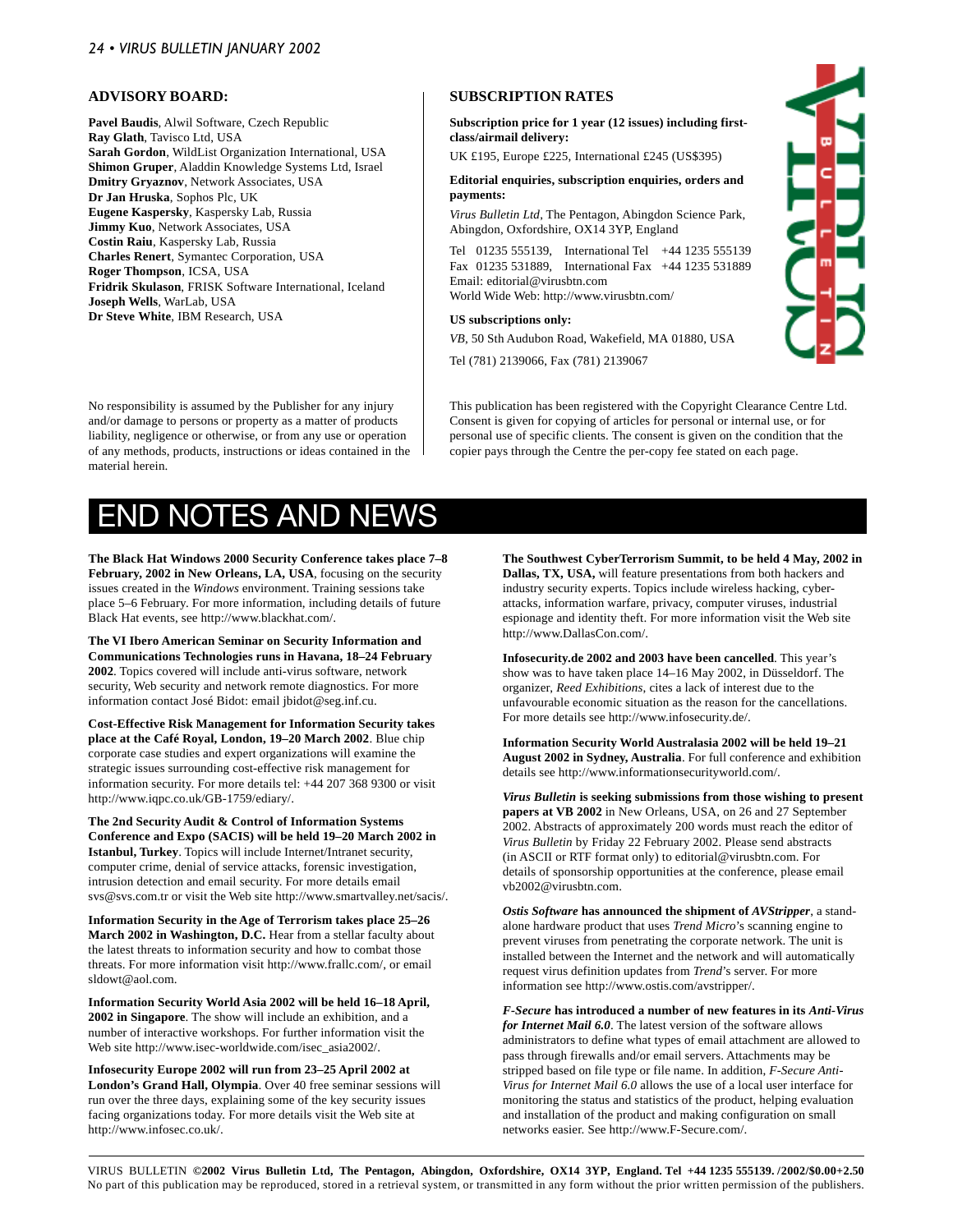## ADVISORY BOARD:

**Pavel Baudis**, Alwil Software, Czech Republic
**Ray Glath**, Tavisco Ltd, USA
**Sarah Gordon**, WildList Organization International, USA
**Shimon Gruper**, Aladdin Knowledge Systems Ltd, Israel
**Dmitry Gryaznov**, Network Associates, USA
**Dr Jan Hruska**, Sophos Plc, UK
**Eugene Kaspersky**, Kaspersky Lab, Russia
**Jimmy Kuo**, Network Associates, USA
**Costin Raiu**, Kaspersky Lab, Russia
**Charles Renert**, Symantec Corporation, USA
**Roger Thompson**, ICSA, USA
**Fridrik Skulason**, FRISK Software International, Iceland
**Joseph Wells**, WarLab, USA
**Dr Steve White**, IBM Research, USA

No responsibility is assumed by the Publisher for any injury and/or damage to persons or property as a matter of products liability, negligence or otherwise, or from any use or operation of any methods, products, instructions or ideas contained in the material herein.

## SUBSCRIPTION RATES

**Subscription price for 1 year (12 issues) including first-class/airmail delivery:**

UK £195, Europe £225, International £245 (US$395)

**Editorial enquiries, subscription enquiries, orders and payments:**

*Virus Bulletin Ltd*, The Pentagon, Abingdon Science Park, Abingdon, Oxfordshire, OX14 3YP, England

Tel 01235 555139, International Tel +44 1235 555139
Fax 01235 531889, International Fax +44 1235 531889
Email: editorial@virusbtn.com
World Wide Web: http://www.virusbtn.com/

**US subscriptions only:**

*VB*, 50 Sth Audubon Road, Wakefield, MA 01880, USA

Tel (781) 2139066, Fax (781) 2139067

This publication has been registered with the Copyright Clearance Centre Ltd. Consent is given for copying of articles for personal or internal use, or for personal use of specific clients. The consent is given on the condition that the copier pays through the Centre the per-copy fee stated on each page.

# END NOTES AND NEWS

**The Black Hat Windows 2000 Security Conference takes place 7–8 February, 2002 in New Orleans, LA, USA**, focusing on the security issues created in the *Windows* environment. Training sessions take place 5–6 February. For more information, including details of future Black Hat events, see http://www.blackhat.com/.

**The VI Ibero American Seminar on Security Information and Communications Technologies runs in Havana, 18–24 February 2002**. Topics covered will include anti-virus software, network security, Web security and network remote diagnostics. For more information contact José Bidot: email jbidot@seg.inf.cu.

**Cost-Effective Risk Management for Information Security takes place at the Café Royal, London, 19–20 March 2002**. Blue chip corporate case studies and expert organizations will examine the strategic issues surrounding cost-effective risk management for information security. For more details tel: +44 207 368 9300 or visit http://www.iqpc.co.uk/GB-1759/ediary/.

**The 2nd Security Audit & Control of Information Systems Conference and Expo (SACIS) will be held 19–20 March 2002 in Istanbul, Turkey**. Topics will include Internet/Intranet security, computer crime, denial of service attacks, forensic investigation, intrusion detection and email security. For more details email svs@svs.com.tr or visit the Web site http://www.smartvalley.net/sacis/.

**Information Security in the Age of Terrorism takes place 25–26 March 2002 in Washington, D.C.** Hear from a stellar faculty about the latest threats to information security and how to combat those threats. For more information visit http://www.frallc.com/, or email sldowt@aol.com.

**Information Security World Asia 2002 will be held 16–18 April, 2002 in Singapore**. The show will include an exhibition, and a number of interactive workshops. For further information visit the Web site http://www.isec-worldwide.com/isec_asia2002/.

**Infosecurity Europe 2002 will run from 23–25 April 2002 at London's Grand Hall, Olympia**. Over 40 free seminar sessions will run over the three days, explaining some of the key security issues facing organizations today. For more details visit the Web site at http://www.infosec.co.uk/.

**The Southwest CyberTerrorism Summit, to be held 4 May, 2002 in Dallas, TX, USA,** will feature presentations from both hackers and industry security experts. Topics include wireless hacking, cyber-attacks, information warfare, privacy, computer viruses, industrial espionage and identity theft. For more information visit the Web site http://www.DallasCon.com/.

**Infosecurity.de 2002 and 2003 have been cancelled**. This year's show was to have taken place 14–16 May 2002, in Düsseldorf. The organizer, *Reed Exhibitions*, cites a lack of interest due to the unfavourable economic situation as the reason for the cancellations. For more details see http://www.infosecurity.de/.

**Information Security World Australasia 2002 will be held 19–21 August 2002 in Sydney, Australia**. For full conference and exhibition details see http://www.informationsecurityworld.com/.

***Virus Bulletin* is seeking submissions from those wishing to present papers at VB 2002** in New Orleans, USA, on 26 and 27 September 2002. Abstracts of approximately 200 words must reach the editor of *Virus Bulletin* by Friday 22 February 2002. Please send abstracts (in ASCII or RTF format only) to editorial@virusbtn.com. For details of sponsorship opportunities at the conference, please email vb2002@virusbtn.com.

***Ostis Software* has announced the shipment of *AVStripper***, a stand-alone hardware product that uses *Trend Micro*'s scanning engine to prevent viruses from penetrating the corporate network. The unit is installed between the Internet and the network and will automatically request virus definition updates from *Trend*'s server. For more information see http://www.ostis.com/avstripper/.

***F-Secure* has introduced a number of new features in its *Anti-Virus for Internet Mail 6.0***. The latest version of the software allows administrators to define what types of email attachment are allowed to pass through firewalls and/or email servers. Attachments may be stripped based on file type or file name. In addition, *F-Secure Anti-Virus for Internet Mail 6.0* allows the use of a local user interface for monitoring the status and statistics of the product, helping evaluation and installation of the product and making configuration on small networks easier. See http://www.F-Secure.com/.